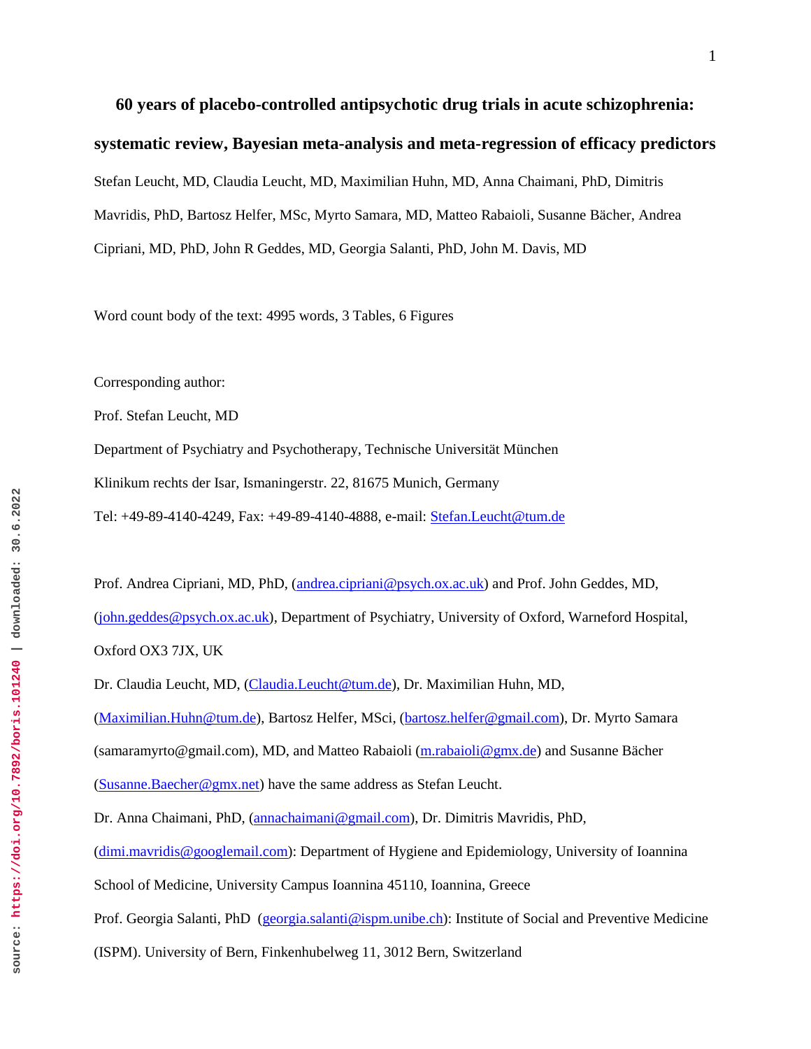# 60 years of placebo-controlled antipsychotic drug trials in acute schizophrenia: systematic review, Bayesian meta-analysis and meta-regression of efficacy predictors

Stefan Leucht, MD, Claudia Leucht, MD, Maximilian Huhn, MD, Anna Chaimani, PhD, Dimitris Mavridis, PhD, Bartosz Helfer, MSc, Myrto Samara, MD, Matteo Rabaioli, Susanne Bächer, Andrea Cipriani, MD, PhD, John R Geddes, MD, Georgia Salanti, PhD, John M. Davis, MD

Word count body of the text: 4995 words, 3 Tables, 6 Figures

Corresponding author:

Prof. Stefan Leucht, MD

Department of Psychiatry and Psychotherapy, Technische Universität München

Klinikum rechts der Isar, Ismaningerstr. 22, 81675 Munich, Germany

Tel: +49-89-4140-4249, Fax: +49-89-4140-4888, e-mail: Stefan.Leucht@tum.de

Prof. Andrea Cipriani, MD, PhD, (andrea.cipriani@psych.ox.ac.uk) and Prof. John Geddes, MD, (john.geddes@psych.ox.ac.uk), Department of Psychiatry, University of Oxford, Warneford Hospital, Oxford OX3 7JX, UK

Dr. Claudia Leucht, MD, (Claudia.Leucht@tum.de), Dr. Maximilian Huhn, MD, (Maximilian.Huhn@tum.de), Bartosz Helfer, MSci, (bartosz.helfer@gmail.com), Dr. Myrto Samara (samaramyrto@gmail.com), MD, and Matteo Rabaioli (m.rabaioli@gmx.de) and Susanne Bächer (Susanne.Baecher@gmx.net) have the same address as Stefan Leucht.

Dr. Anna Chaimani, PhD, (annachaimani@gmail.com), Dr. Dimitris Mavridis, PhD, (dimi.mavridis@googlemail.com): Department of Hygiene and Epidemiology, University of Ioannina School of Medicine, University Campus Ioannina 45110, Ioannina, Greece

Prof. Georgia Salanti, PhD (georgia.salanti@ispm.unibe.ch): Institute of Social and Preventive Medicine (ISPM). University of Bern, Finkenhubelweg 11, 3012 Bern, Switzerland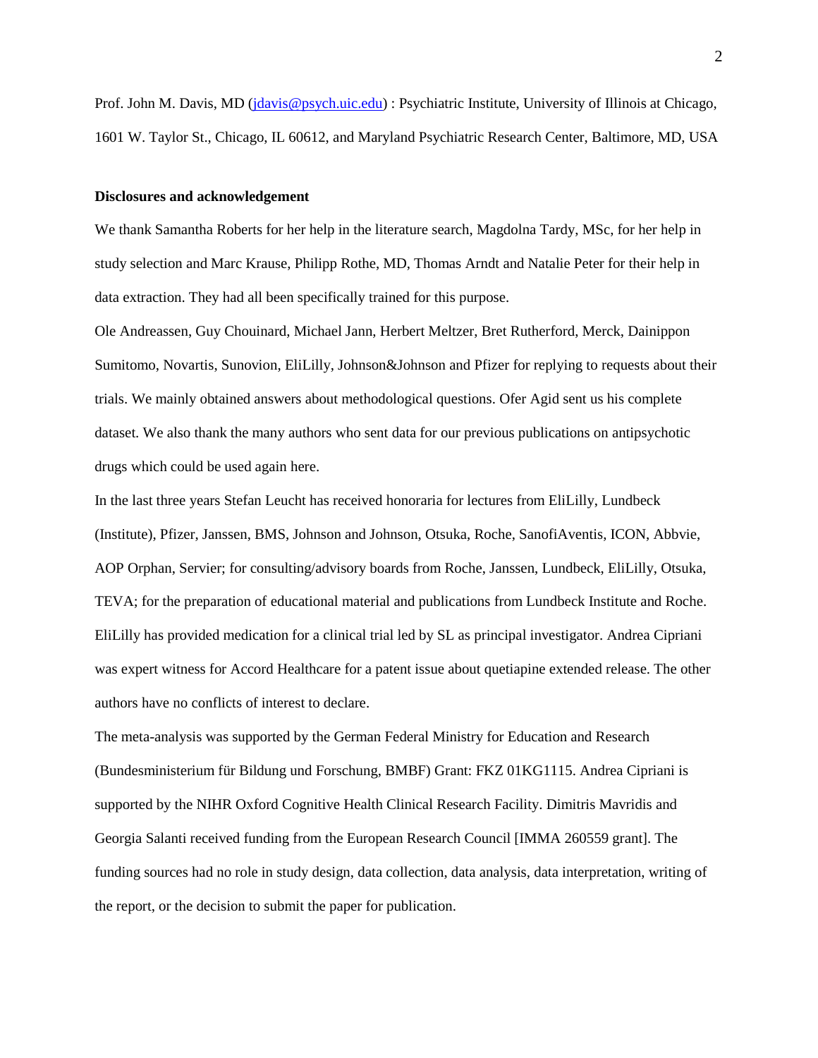Prof. John M. Davis, MD (jdavis@psych.uic.edu) : Psychiatric Institute, University of Illinois at Chicago, 1601 W. Taylor St., Chicago, IL 60612, and Maryland Psychiatric Research Center, Baltimore, MD, USA

**Disclosures and acknowledgement**

We thank Samantha Roberts for her help in the literature search, Magdolna Tardy, MSc, for her help in study selection and Marc Krause, Philipp Rothe, MD, Thomas Arndt and Natalie Peter for their help in data extraction. They had all been specifically trained for this purpose.

Ole Andreassen, Guy Chouinard, Michael Jann, Herbert Meltzer, Bret Rutherford, Merck, Dainippon Sumitomo, Novartis, Sunovion, EliLilly, Johnson&Johnson and Pfizer for replying to requests about their trials. We mainly obtained answers about methodological questions. Ofer Agid sent us his complete dataset. We also thank the many authors who sent data for our previous publications on antipsychotic drugs which could be used again here.

In the last three years Stefan Leucht has received honoraria for lectures from EliLilly, Lundbeck (Institute), Pfizer, Janssen, BMS, Johnson and Johnson, Otsuka, Roche, SanofiAventis, ICON, Abbvie, AOP Orphan, Servier; for consulting/advisory boards from Roche, Janssen, Lundbeck, EliLilly, Otsuka, TEVA; for the preparation of educational material and publications from Lundbeck Institute and Roche. EliLilly has provided medication for a clinical trial led by SL as principal investigator. Andrea Cipriani was expert witness for Accord Healthcare for a patent issue about quetiapine extended release. The other authors have no conflicts of interest to declare.

The meta-analysis was supported by the German Federal Ministry for Education and Research (Bundesministerium für Bildung und Forschung, BMBF) Grant: FKZ 01KG1115. Andrea Cipriani is supported by the NIHR Oxford Cognitive Health Clinical Research Facility. Dimitris Mavridis and Georgia Salanti received funding from the European Research Council [IMMA 260559 grant]. The funding sources had no role in study design, data collection, data analysis, data interpretation, writing of the report, or the decision to submit the paper for publication.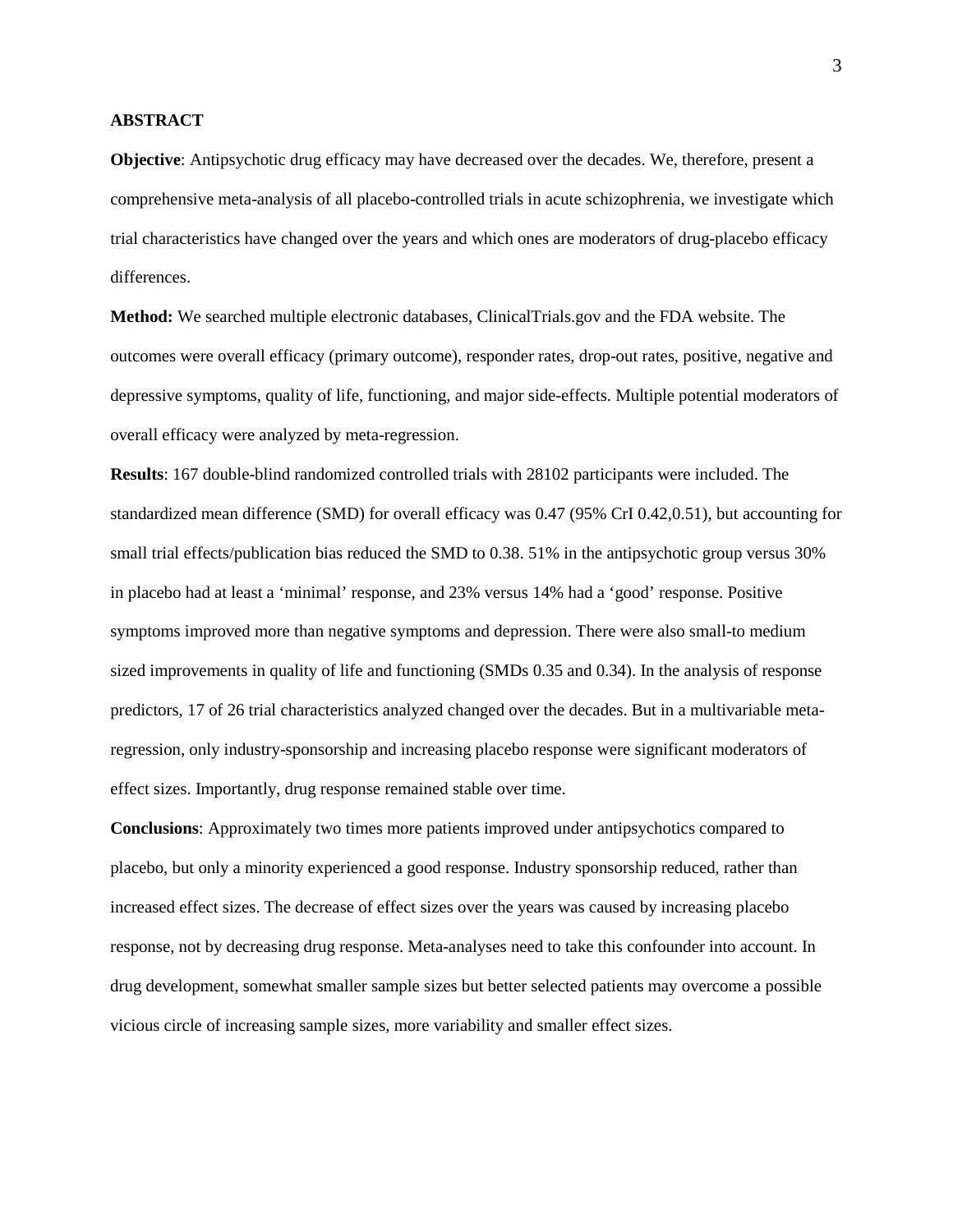## ABSTRACT

**Objective**: Antipsychotic drug efficacy may have decreased over the decades. We, therefore, present a comprehensive meta-analysis of all placebo-controlled trials in acute schizophrenia, we investigate which trial characteristics have changed over the years and which ones are moderators of drug-placebo efficacy differences.

**Method:** We searched multiple electronic databases, ClinicalTrials.gov and the FDA website. The outcomes were overall efficacy (primary outcome), responder rates, drop-out rates, positive, negative and depressive symptoms, quality of life, functioning, and major side-effects. Multiple potential moderators of overall efficacy were analyzed by meta-regression.

**Results**: 167 double-blind randomized controlled trials with 28102 participants were included. The standardized mean difference (SMD) for overall efficacy was 0.47 (95% CrI 0.42,0.51), but accounting for small trial effects/publication bias reduced the SMD to 0.38. 51% in the antipsychotic group versus 30% in placebo had at least a 'minimal' response, and 23% versus 14% had a 'good' response. Positive symptoms improved more than negative symptoms and depression. There were also small-to medium sized improvements in quality of life and functioning (SMDs 0.35 and 0.34). In the analysis of response predictors, 17 of 26 trial characteristics analyzed changed over the decades. But in a multivariable meta-regression, only industry-sponsorship and increasing placebo response were significant moderators of effect sizes. Importantly, drug response remained stable over time.

**Conclusions**: Approximately two times more patients improved under antipsychotics compared to placebo, but only a minority experienced a good response. Industry sponsorship reduced, rather than increased effect sizes. The decrease of effect sizes over the years was caused by increasing placebo response, not by decreasing drug response. Meta-analyses need to take this confounder into account. In drug development, somewhat smaller sample sizes but better selected patients may overcome a possible vicious circle of increasing sample sizes, more variability and smaller effect sizes.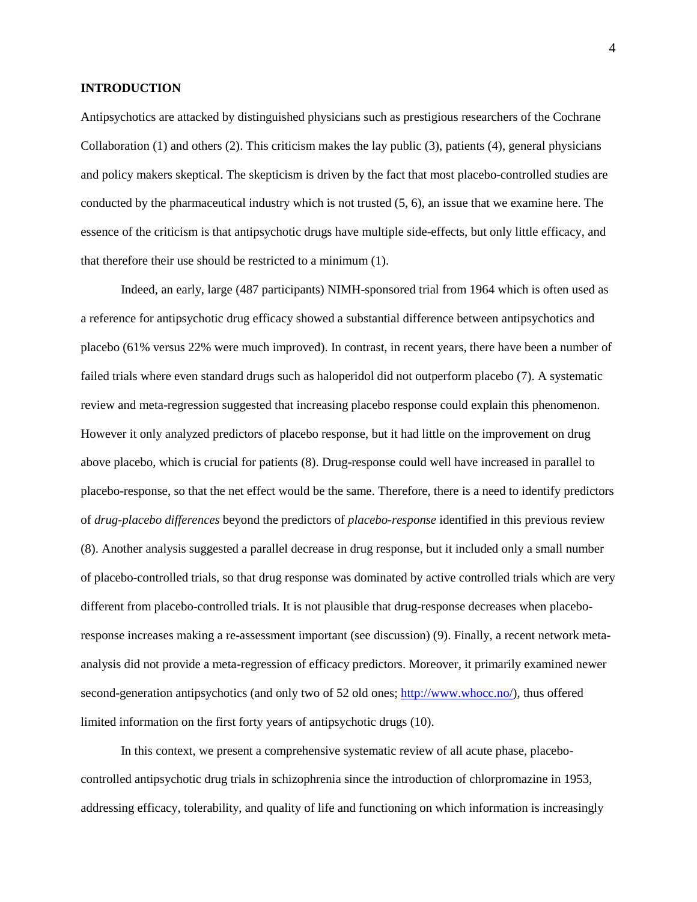## INTRODUCTION

Antipsychotics are attacked by distinguished physicians such as prestigious researchers of the Cochrane Collaboration (1) and others (2). This criticism makes the lay public (3), patients (4), general physicians and policy makers skeptical. The skepticism is driven by the fact that most placebo-controlled studies are conducted by the pharmaceutical industry which is not trusted (5, 6), an issue that we examine here. The essence of the criticism is that antipsychotic drugs have multiple side-effects, but only little efficacy, and that therefore their use should be restricted to a minimum (1).

Indeed, an early, large (487 participants) NIMH-sponsored trial from 1964 which is often used as a reference for antipsychotic drug efficacy showed a substantial difference between antipsychotics and placebo (61% versus 22% were much improved). In contrast, in recent years, there have been a number of failed trials where even standard drugs such as haloperidol did not outperform placebo (7). A systematic review and meta-regression suggested that increasing placebo response could explain this phenomenon. However it only analyzed predictors of placebo response, but it had little on the improvement on drug above placebo, which is crucial for patients (8). Drug-response could well have increased in parallel to placebo-response, so that the net effect would be the same. Therefore, there is a need to identify predictors of *drug-placebo differences* beyond the predictors of *placebo-response* identified in this previous review (8). Another analysis suggested a parallel decrease in drug response, but it included only a small number of placebo-controlled trials, so that drug response was dominated by active controlled trials which are very different from placebo-controlled trials. It is not plausible that drug-response decreases when placebo-response increases making a re-assessment important (see discussion) (9). Finally, a recent network meta-analysis did not provide a meta-regression of efficacy predictors. Moreover, it primarily examined newer second-generation antipsychotics (and only two of 52 old ones; [http://www.whocc.no/](http://www.whocc.no/)), thus offered limited information on the first forty years of antipsychotic drugs (10).

In this context, we present a comprehensive systematic review of all acute phase, placebo-controlled antipsychotic drug trials in schizophrenia since the introduction of chlorpromazine in 1953, addressing efficacy, tolerability, and quality of life and functioning on which information is increasingly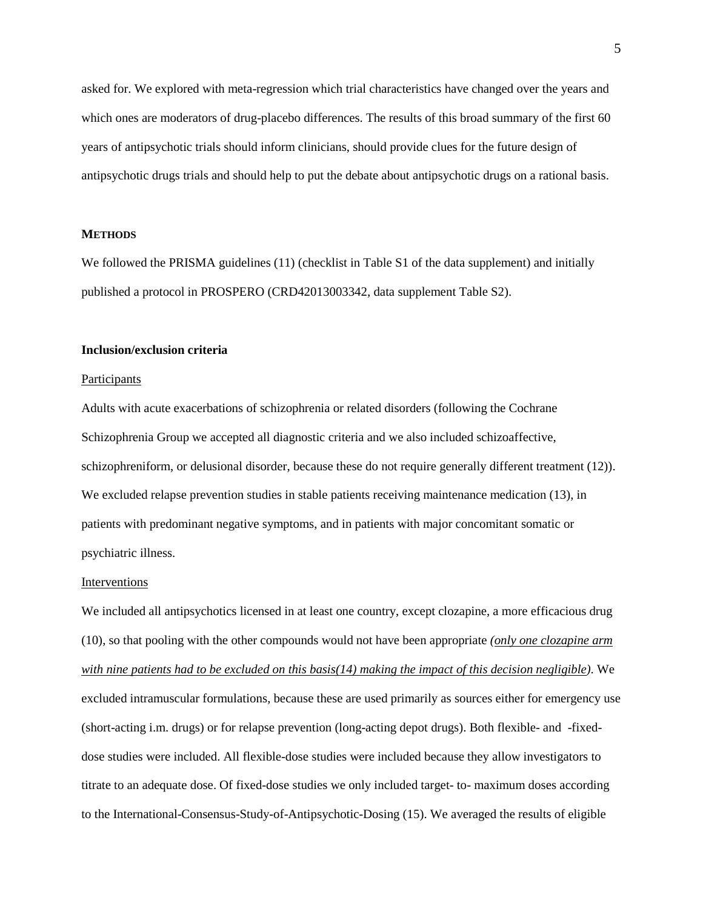asked for. We explored with meta-regression which trial characteristics have changed over the years and which ones are moderators of drug-placebo differences. The results of this broad summary of the first 60 years of antipsychotic trials should inform clinicians, should provide clues for the future design of antipsychotic drugs trials and should help to put the debate about antipsychotic drugs on a rational basis.

## METHODS

We followed the PRISMA guidelines (11) (checklist in Table S1 of the data supplement) and initially published a protocol in PROSPERO (CRD42013003342, data supplement Table S2).

### Inclusion/exclusion criteria

<u>Participants</u>

Adults with acute exacerbations of schizophrenia or related disorders (following the Cochrane Schizophrenia Group we accepted all diagnostic criteria and we also included schizoaffective, schizophreniform, or delusional disorder, because these do not require generally different treatment (12)). We excluded relapse prevention studies in stable patients receiving maintenance medication (13), in patients with predominant negative symptoms, and in patients with major concomitant somatic or psychiatric illness.

<u>Interventions</u>

We included all antipsychotics licensed in at least one country, except clozapine, a more efficacious drug (10), so that pooling with the other compounds would not have been appropriate *(<u>only one clozapine arm with nine patients had to be excluded on this basis(14) making the impact of this decision negligible</u>)*. We excluded intramuscular formulations, because these are used primarily as sources either for emergency use (short-acting i.m. drugs) or for relapse prevention (long-acting depot drugs). Both flexible- and -fixed-dose studies were included. All flexible-dose studies were included because they allow investigators to titrate to an adequate dose. Of fixed-dose studies we only included target- to- maximum doses according to the International-Consensus-Study-of-Antipsychotic-Dosing (15). We averaged the results of eligible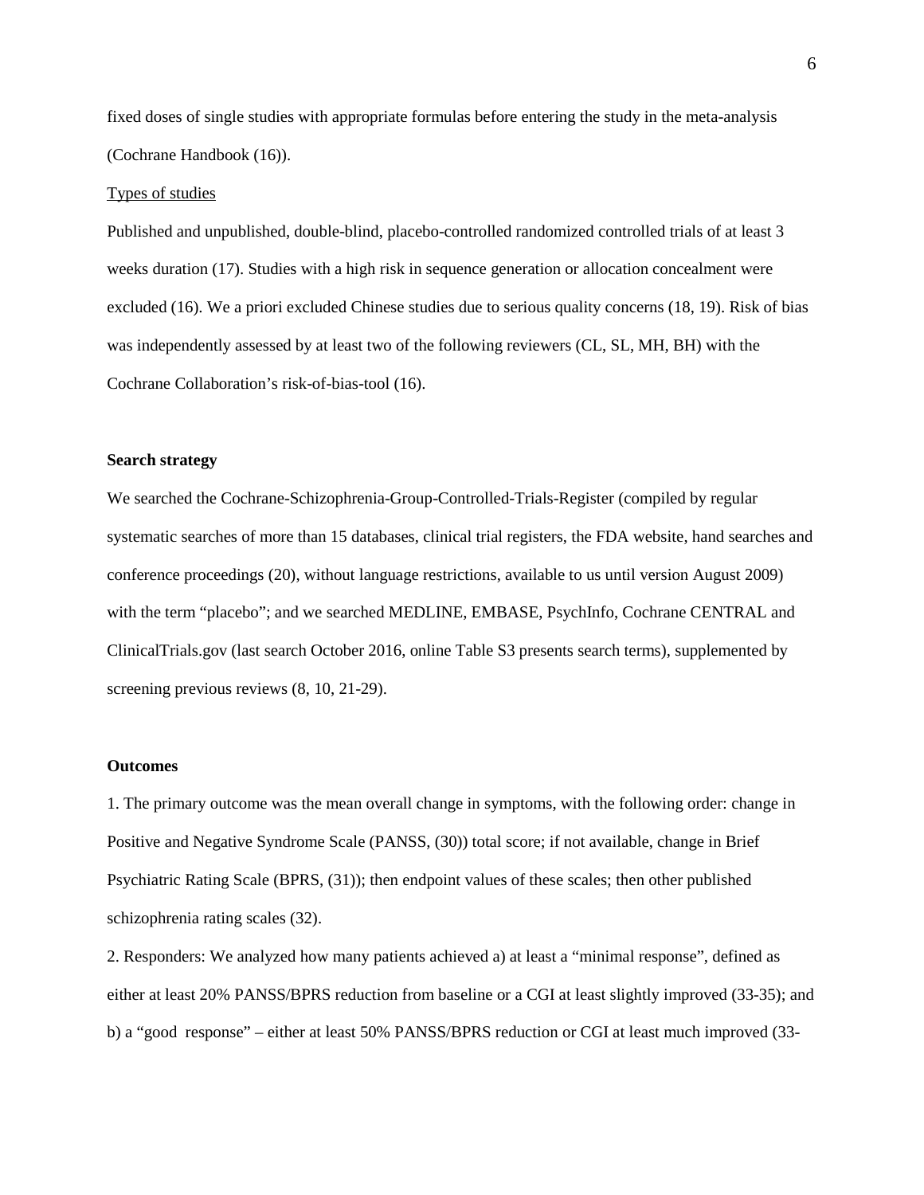fixed doses of single studies with appropriate formulas before entering the study in the meta-analysis (Cochrane Handbook (16)).

Types of studies

Published and unpublished, double-blind, placebo-controlled randomized controlled trials of at least 3 weeks duration (17). Studies with a high risk in sequence generation or allocation concealment were excluded (16). We a priori excluded Chinese studies due to serious quality concerns (18, 19). Risk of bias was independently assessed by at least two of the following reviewers (CL, SL, MH, BH) with the Cochrane Collaboration's risk-of-bias-tool (16).

**Search strategy**

We searched the Cochrane-Schizophrenia-Group-Controlled-Trials-Register (compiled by regular systematic searches of more than 15 databases, clinical trial registers, the FDA website, hand searches and conference proceedings (20), without language restrictions, available to us until version August 2009) with the term "placebo"; and we searched MEDLINE, EMBASE, PsychInfo, Cochrane CENTRAL and ClinicalTrials.gov (last search October 2016, online Table S3 presents search terms), supplemented by screening previous reviews (8, 10, 21-29).

**Outcomes**

1. The primary outcome was the mean overall change in symptoms, with the following order: change in Positive and Negative Syndrome Scale (PANSS, (30)) total score; if not available, change in Brief Psychiatric Rating Scale (BPRS, (31)); then endpoint values of these scales; then other published schizophrenia rating scales (32).

2. Responders: We analyzed how many patients achieved a) at least a "minimal response", defined as either at least 20% PANSS/BPRS reduction from baseline or a CGI at least slightly improved (33-35); and b) a "good response" – either at least 50% PANSS/BPRS reduction or CGI at least much improved (33-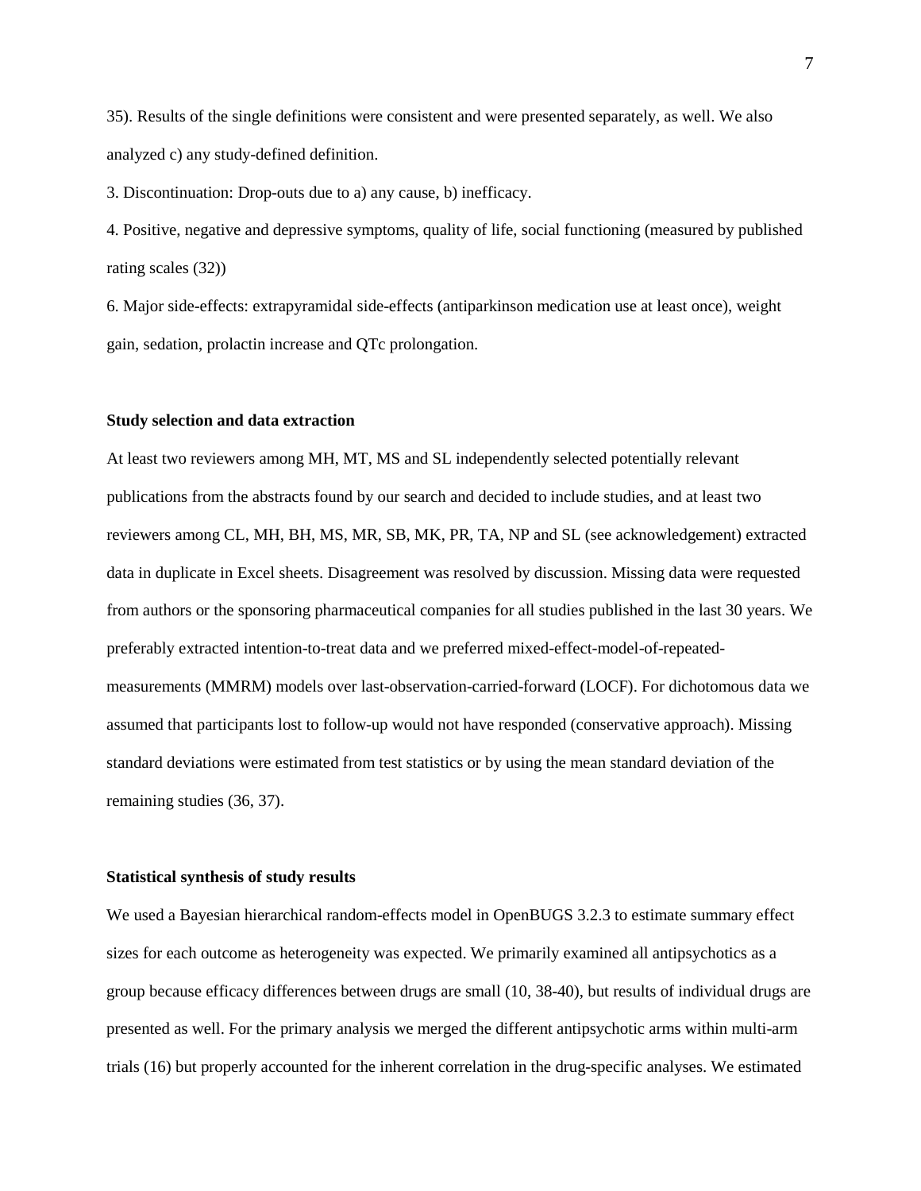35). Results of the single definitions were consistent and were presented separately, as well. We also analyzed c) any study-defined definition.

3. Discontinuation: Drop-outs due to a) any cause, b) inefficacy.

4. Positive, negative and depressive symptoms, quality of life, social functioning (measured by published rating scales (32))

6. Major side-effects: extrapyramidal side-effects (antiparkinson medication use at least once), weight gain, sedation, prolactin increase and QTc prolongation.

**Study selection and data extraction**

At least two reviewers among MH, MT, MS and SL independently selected potentially relevant publications from the abstracts found by our search and decided to include studies, and at least two reviewers among CL, MH, BH, MS, MR, SB, MK, PR, TA, NP and SL (see acknowledgement) extracted data in duplicate in Excel sheets. Disagreement was resolved by discussion. Missing data were requested from authors or the sponsoring pharmaceutical companies for all studies published in the last 30 years. We preferably extracted intention-to-treat data and we preferred mixed-effect-model-of-repeated-measurements (MMRM) models over last-observation-carried-forward (LOCF). For dichotomous data we assumed that participants lost to follow-up would not have responded (conservative approach). Missing standard deviations were estimated from test statistics or by using the mean standard deviation of the remaining studies (36, 37).

**Statistical synthesis of study results**

We used a Bayesian hierarchical random-effects model in OpenBUGS 3.2.3 to estimate summary effect sizes for each outcome as heterogeneity was expected. We primarily examined all antipsychotics as a group because efficacy differences between drugs are small (10, 38-40), but results of individual drugs are presented as well. For the primary analysis we merged the different antipsychotic arms within multi-arm trials (16) but properly accounted for the inherent correlation in the drug-specific analyses. We estimated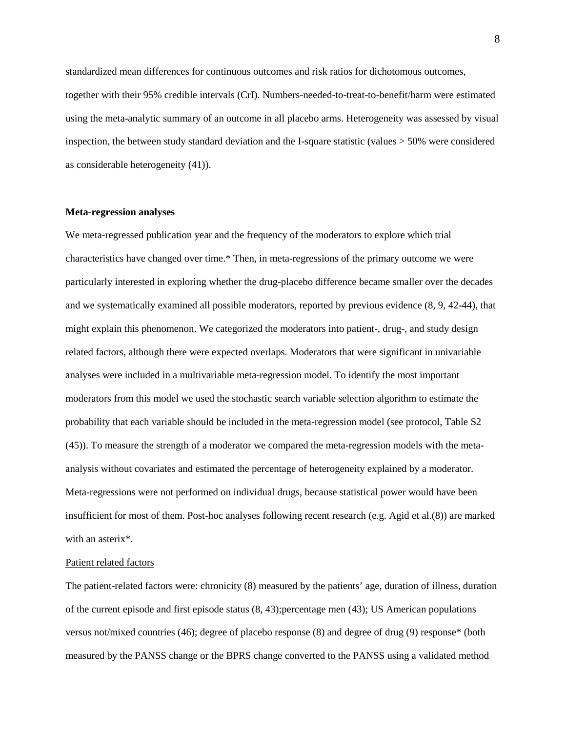standardized mean differences for continuous outcomes and risk ratios for dichotomous outcomes, together with their 95% credible intervals (CrI). Numbers-needed-to-treat-to-benefit/harm were estimated using the meta-analytic summary of an outcome in all placebo arms. Heterogeneity was assessed by visual inspection, the between study standard deviation and the I-square statistic (values > 50% were considered as considerable heterogeneity (41)).

**Meta-regression analyses**

We meta-regressed publication year and the frequency of the moderators to explore which trial characteristics have changed over time.* Then, in meta-regressions of the primary outcome we were particularly interested in exploring whether the drug-placebo difference became smaller over the decades and we systematically examined all possible moderators, reported by previous evidence (8, 9, 42-44), that might explain this phenomenon. We categorized the moderators into patient-, drug-, and study design related factors, although there were expected overlaps. Moderators that were significant in univariable analyses were included in a multivariable meta-regression model. To identify the most important moderators from this model we used the stochastic search variable selection algorithm to estimate the probability that each variable should be included in the meta-regression model (see protocol, Table S2 (45)). To measure the strength of a moderator we compared the meta-regression models with the meta-analysis without covariates and estimated the percentage of heterogeneity explained by a moderator. Meta-regressions were not performed on individual drugs, because statistical power would have been insufficient for most of them. Post-hoc analyses following recent research (e.g. Agid et al.(8)) are marked with an asterix*.

Patient related factors

The patient-related factors were: chronicity (8) measured by the patients' age, duration of illness, duration of the current episode and first episode status (8, 43);percentage men (43); US American populations versus not/mixed countries (46); degree of placebo response (8) and degree of drug (9) response* (both measured by the PANSS change or the BPRS change converted to the PANSS using a validated method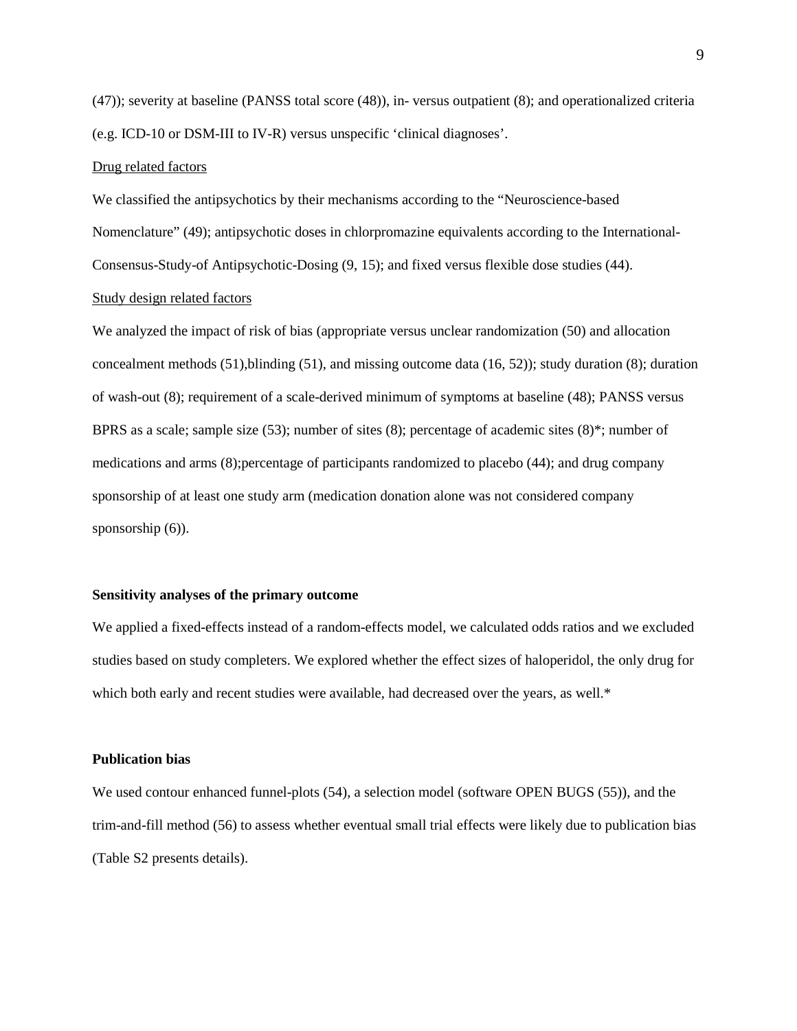(47)); severity at baseline (PANSS total score (48)), in- versus outpatient (8); and operationalized criteria (e.g. ICD-10 or DSM-III to IV-R) versus unspecific 'clinical diagnoses'.

Drug related factors

We classified the antipsychotics by their mechanisms according to the "Neuroscience-based Nomenclature" (49); antipsychotic doses in chlorpromazine equivalents according to the International-Consensus-Study-of Antipsychotic-Dosing (9, 15); and fixed versus flexible dose studies (44).

Study design related factors

We analyzed the impact of risk of bias (appropriate versus unclear randomization (50) and allocation concealment methods (51),blinding (51), and missing outcome data (16, 52)); study duration (8); duration of wash-out (8); requirement of a scale-derived minimum of symptoms at baseline (48); PANSS versus BPRS as a scale; sample size (53); number of sites (8); percentage of academic sites (8)*; number of medications and arms (8);percentage of participants randomized to placebo (44); and drug company sponsorship of at least one study arm (medication donation alone was not considered company sponsorship (6)).

**Sensitivity analyses of the primary outcome**

We applied a fixed-effects instead of a random-effects model, we calculated odds ratios and we excluded studies based on study completers. We explored whether the effect sizes of haloperidol, the only drug for which both early and recent studies were available, had decreased over the years, as well.*

**Publication bias**

We used contour enhanced funnel-plots (54), a selection model (software OPEN BUGS (55)), and the trim-and-fill method (56) to assess whether eventual small trial effects were likely due to publication bias (Table S2 presents details).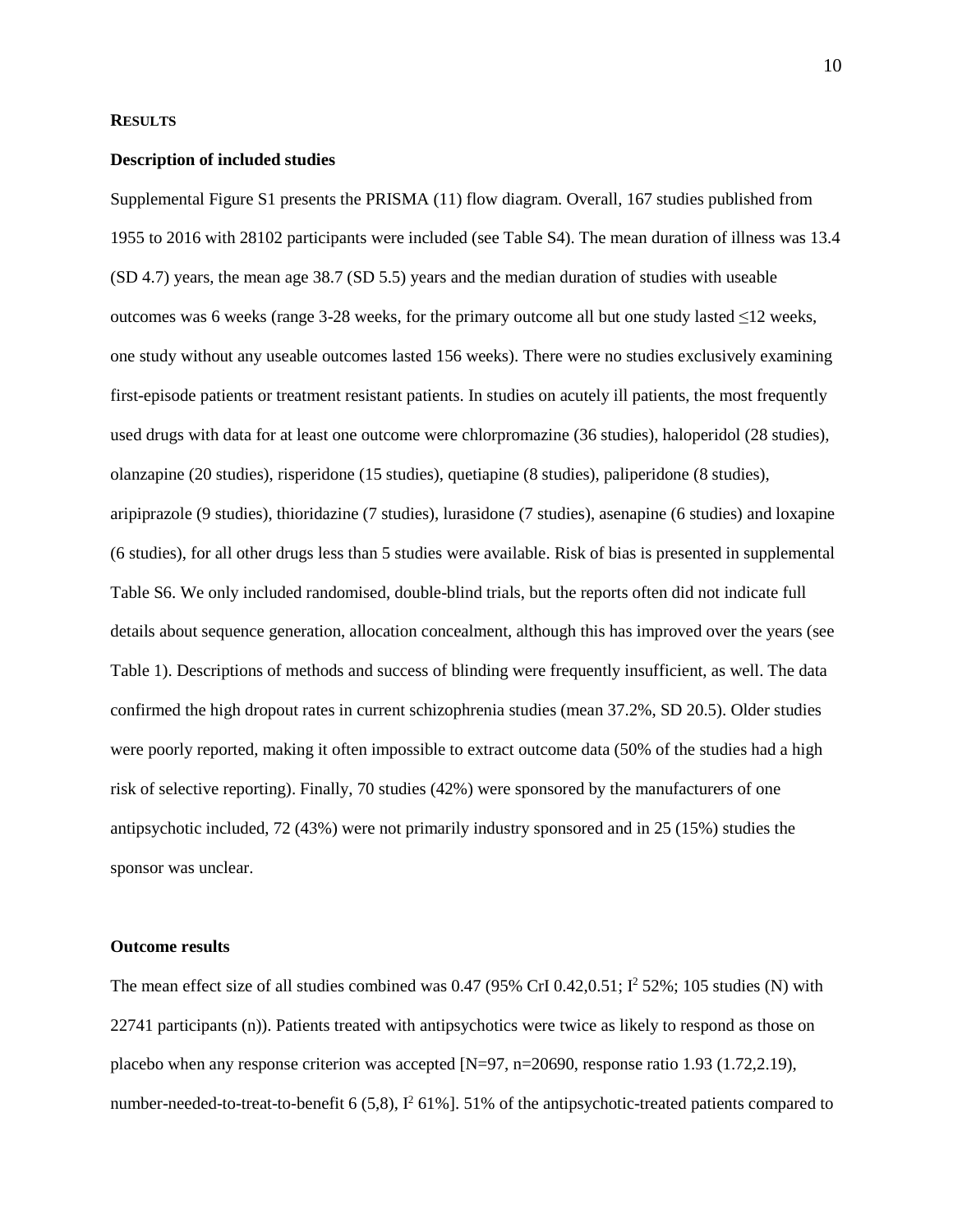## RESULTS

### Description of included studies

Supplemental Figure S1 presents the PRISMA (11) flow diagram. Overall, 167 studies published from 1955 to 2016 with 28102 participants were included (see Table S4). The mean duration of illness was 13.4 (SD 4.7) years, the mean age 38.7 (SD 5.5) years and the median duration of studies with useable outcomes was 6 weeks (range 3-28 weeks, for the primary outcome all but one study lasted ≤12 weeks, one study without any useable outcomes lasted 156 weeks). There were no studies exclusively examining first-episode patients or treatment resistant patients. In studies on acutely ill patients, the most frequently used drugs with data for at least one outcome were chlorpromazine (36 studies), haloperidol (28 studies), olanzapine (20 studies), risperidone (15 studies), quetiapine (8 studies), paliperidone (8 studies), aripiprazole (9 studies), thioridazine (7 studies), lurasidone (7 studies), asenapine (6 studies) and loxapine (6 studies), for all other drugs less than 5 studies were available. Risk of bias is presented in supplemental Table S6. We only included randomised, double-blind trials, but the reports often did not indicate full details about sequence generation, allocation concealment, although this has improved over the years (see Table 1). Descriptions of methods and success of blinding were frequently insufficient, as well. The data confirmed the high dropout rates in current schizophrenia studies (mean 37.2%, SD 20.5). Older studies were poorly reported, making it often impossible to extract outcome data (50% of the studies had a high risk of selective reporting). Finally, 70 studies (42%) were sponsored by the manufacturers of one antipsychotic included, 72 (43%) were not primarily industry sponsored and in 25 (15%) studies the sponsor was unclear.

### Outcome results

The mean effect size of all studies combined was 0.47 (95% CrI 0.42,0.51; $I^2$ 52%; 105 studies (N) with 22741 participants (n)). Patients treated with antipsychotics were twice as likely to respond as those on placebo when any response criterion was accepted [N=97, n=20690, response ratio 1.93 (1.72,2.19), number-needed-to-treat-to-benefit 6 (5,8), $I^2$ 61%]. 51% of the antipsychotic-treated patients compared to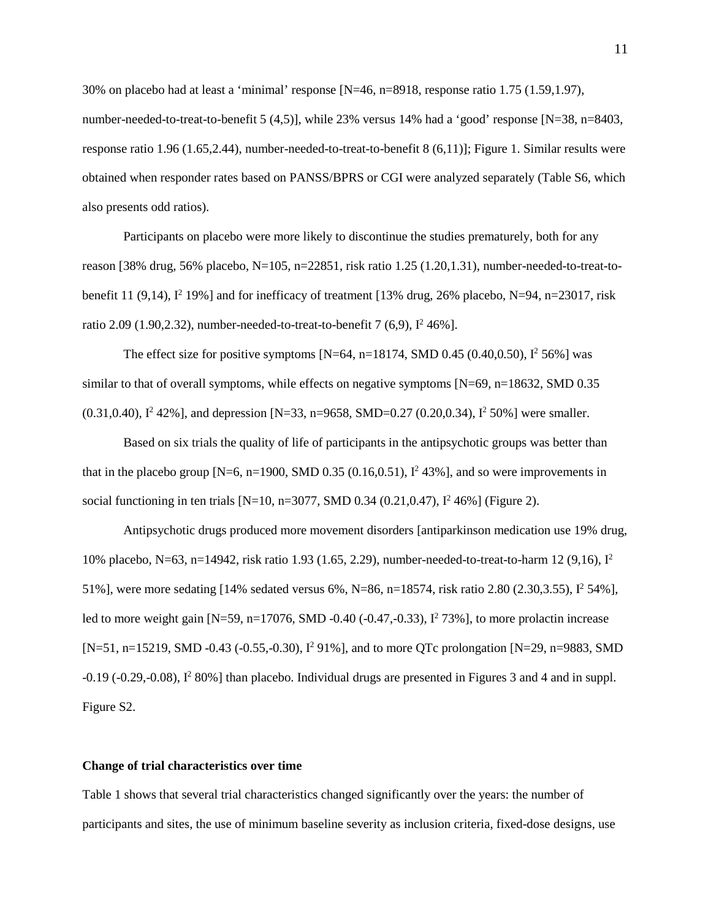30% on placebo had at least a ‘minimal’ response [N=46, n=8918, response ratio 1.75 (1.59,1.97), number-needed-to-treat-to-benefit 5 (4,5)], while 23% versus 14% had a ‘good’ response [N=38, n=8403, response ratio 1.96 (1.65,2.44), number-needed-to-treat-to-benefit 8 (6,11)]; Figure 1. Similar results were obtained when responder rates based on PANSS/BPRS or CGI were analyzed separately (Table S6, which also presents odd ratios).

Participants on placebo were more likely to discontinue the studies prematurely, both for any reason [38% drug, 56% placebo, N=105, n=22851, risk ratio 1.25 (1.20,1.31), number-needed-to-treat-to-benefit 11 (9,14), $I^2$ 19%] and for inefficacy of treatment [13% drug, 26% placebo, N=94, n=23017, risk ratio 2.09 (1.90,2.32), number-needed-to-treat-to-benefit 7 (6,9), $I^2$ 46%].

The effect size for positive symptoms [N=64, n=18174, SMD 0.45 (0.40,0.50), $I^2$ 56%] was similar to that of overall symptoms, while effects on negative symptoms [N=69, n=18632, SMD 0.35 (0.31,0.40), $I^2$ 42%], and depression [N=33, n=9658, SMD=0.27 (0.20,0.34), $I^2$ 50%] were smaller.

Based on six trials the quality of life of participants in the antipsychotic groups was better than that in the placebo group [N=6, n=1900, SMD 0.35 (0.16,0.51), $I^2$ 43%], and so were improvements in social functioning in ten trials [N=10, n=3077, SMD 0.34 (0.21,0.47), $I^2$ 46%] (Figure 2).

Antipsychotic drugs produced more movement disorders [antiparkinson medication use 19% drug, 10% placebo, N=63, n=14942, risk ratio 1.93 (1.65, 2.29), number-needed-to-treat-to-harm 12 (9,16), $I^2$ 51%], were more sedating [14% sedated versus 6%, N=86, n=18574, risk ratio 2.80 (2.30,3.55), $I^2$ 54%], led to more weight gain [N=59, n=17076, SMD -0.40 (-0.47,-0.33), $I^2$ 73%], to more prolactin increase [N=51, n=15219, SMD -0.43 (-0.55,-0.30), $I^2$ 91%], and to more QTc prolongation [N=29, n=9883, SMD -0.19 (-0.29,-0.08), $I^2$ 80%] than placebo. Individual drugs are presented in Figures 3 and 4 and in suppl. Figure S2.

**Change of trial characteristics over time**

Table 1 shows that several trial characteristics changed significantly over the years: the number of participants and sites, the use of minimum baseline severity as inclusion criteria, fixed-dose designs, use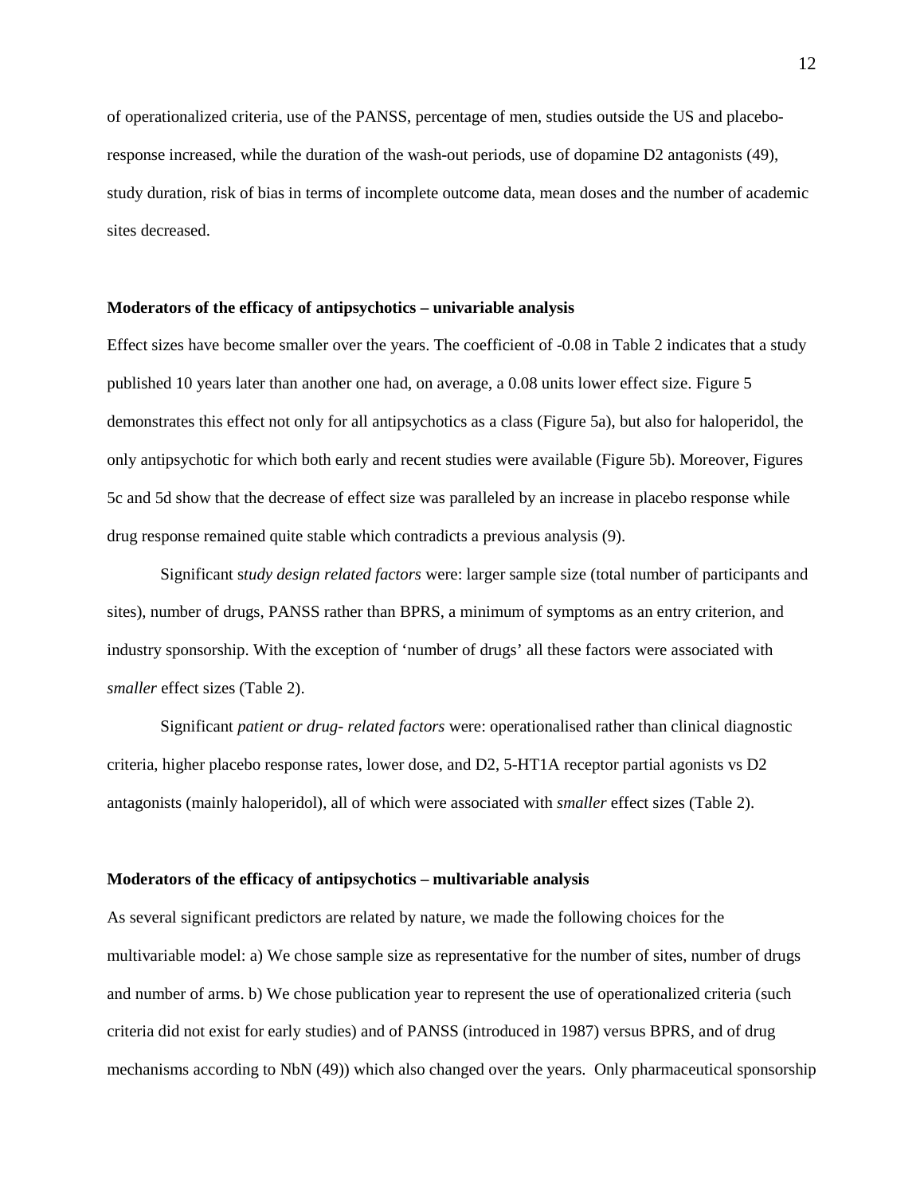of operationalized criteria, use of the PANSS, percentage of men, studies outside the US and placebo-response increased, while the duration of the wash-out periods, use of dopamine D2 antagonists (49), study duration, risk of bias in terms of incomplete outcome data, mean doses and the number of academic sites decreased.

**Moderators of the efficacy of antipsychotics – univariable analysis**

Effect sizes have become smaller over the years. The coefficient of -0.08 in Table 2 indicates that a study published 10 years later than another one had, on average, a 0.08 units lower effect size. Figure 5 demonstrates this effect not only for all antipsychotics as a class (Figure 5a), but also for haloperidol, the only antipsychotic for which both early and recent studies were available (Figure 5b). Moreover, Figures 5c and 5d show that the decrease of effect size was paralleled by an increase in placebo response while drug response remained quite stable which contradicts a previous analysis (9).

Significant s*tudy design related factors* were: larger sample size (total number of participants and sites), number of drugs, PANSS rather than BPRS, a minimum of symptoms as an entry criterion, and industry sponsorship. With the exception of 'number of drugs' all these factors were associated with *smaller* effect sizes (Table 2).

Significant *patient or drug- related factors* were: operationalised rather than clinical diagnostic criteria, higher placebo response rates, lower dose, and D2, 5-HT1A receptor partial agonists vs D2 antagonists (mainly haloperidol), all of which were associated with *smaller* effect sizes (Table 2).

**Moderators of the efficacy of antipsychotics – multivariable analysis**

As several significant predictors are related by nature, we made the following choices for the multivariable model: a) We chose sample size as representative for the number of sites, number of drugs and number of arms. b) We chose publication year to represent the use of operationalized criteria (such criteria did not exist for early studies) and of PANSS (introduced in 1987) versus BPRS, and of drug mechanisms according to NbN (49)) which also changed over the years. Only pharmaceutical sponsorship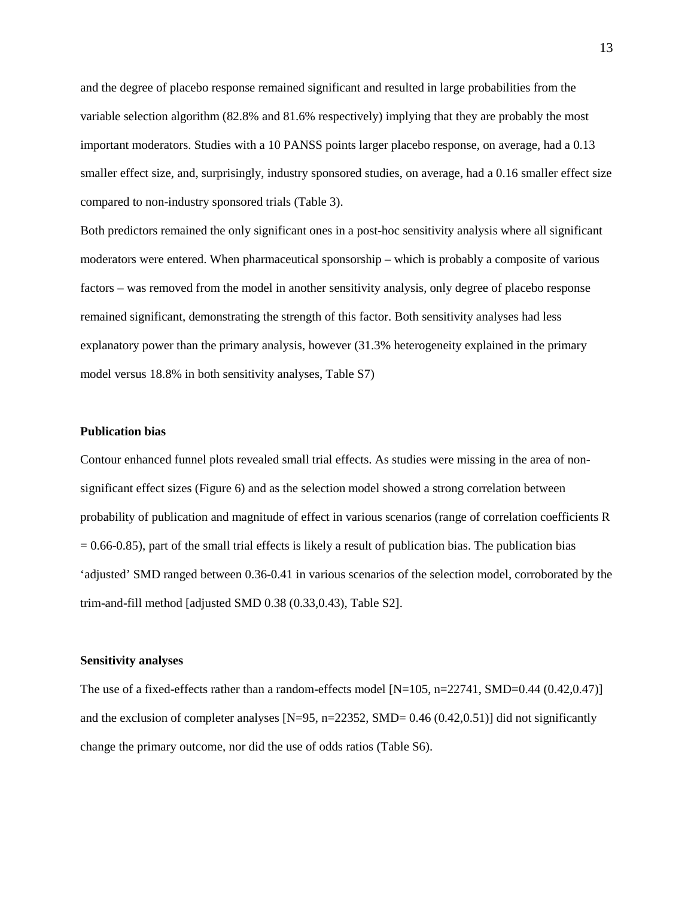and the degree of placebo response remained significant and resulted in large probabilities from the variable selection algorithm (82.8% and 81.6% respectively) implying that they are probably the most important moderators. Studies with a 10 PANSS points larger placebo response, on average, had a 0.13 smaller effect size, and, surprisingly, industry sponsored studies, on average, had a 0.16 smaller effect size compared to non-industry sponsored trials (Table 3).

Both predictors remained the only significant ones in a post-hoc sensitivity analysis where all significant moderators were entered. When pharmaceutical sponsorship – which is probably a composite of various factors – was removed from the model in another sensitivity analysis, only degree of placebo response remained significant, demonstrating the strength of this factor. Both sensitivity analyses had less explanatory power than the primary analysis, however (31.3% heterogeneity explained in the primary model versus 18.8% in both sensitivity analyses, Table S7)

**Publication bias**

Contour enhanced funnel plots revealed small trial effects. As studies were missing in the area of non-significant effect sizes (Figure 6) and as the selection model showed a strong correlation between probability of publication and magnitude of effect in various scenarios (range of correlation coefficients R = 0.66-0.85), part of the small trial effects is likely a result of publication bias. The publication bias 'adjusted' SMD ranged between 0.36-0.41 in various scenarios of the selection model, corroborated by the trim-and-fill method [adjusted SMD 0.38 (0.33,0.43), Table S2].

**Sensitivity analyses**

The use of a fixed-effects rather than a random-effects model [N=105, n=22741, SMD=0.44 (0.42,0.47)] and the exclusion of completer analyses [N=95, n=22352, SMD= 0.46 (0.42,0.51)] did not significantly change the primary outcome, nor did the use of odds ratios (Table S6).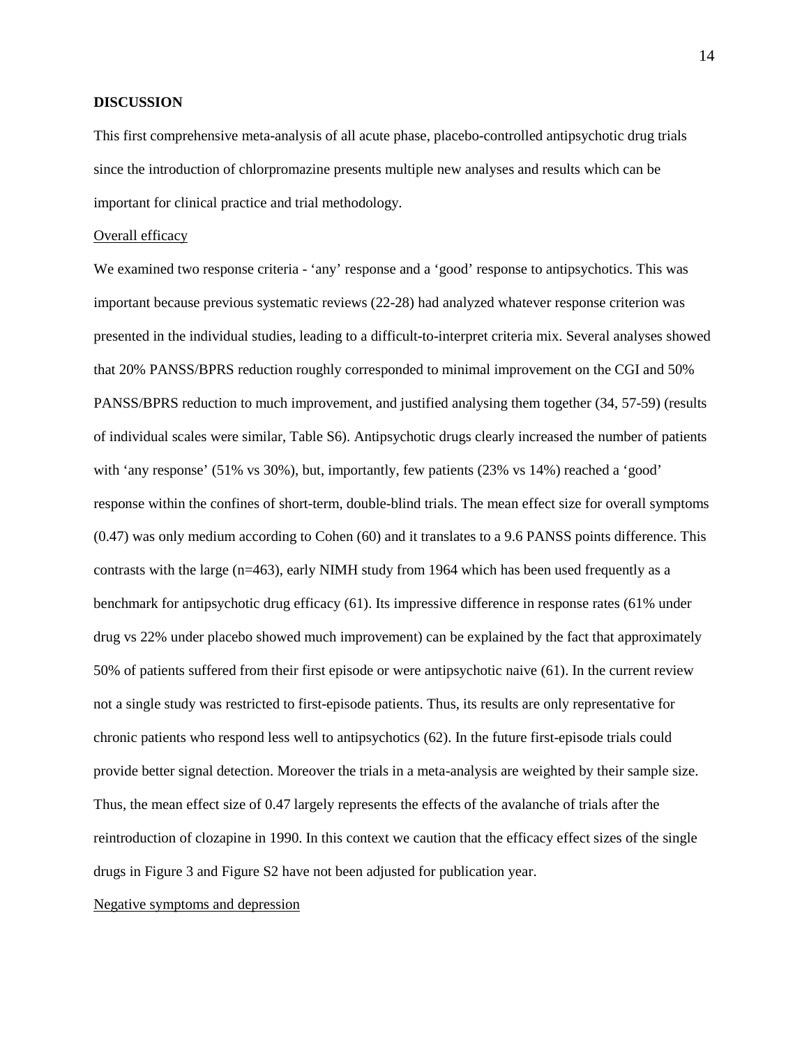## DISCUSSION

This first comprehensive meta-analysis of all acute phase, placebo-controlled antipsychotic drug trials since the introduction of chlorpromazine presents multiple new analyses and results which can be important for clinical practice and trial methodology.

### Overall efficacy

We examined two response criteria - 'any' response and a 'good' response to antipsychotics. This was important because previous systematic reviews (22-28) had analyzed whatever response criterion was presented in the individual studies, leading to a difficult-to-interpret criteria mix. Several analyses showed that 20% PANSS/BPRS reduction roughly corresponded to minimal improvement on the CGI and 50% PANSS/BPRS reduction to much improvement, and justified analysing them together (34, 57-59) (results of individual scales were similar, Table S6). Antipsychotic drugs clearly increased the number of patients with 'any response' (51% vs 30%), but, importantly, few patients (23% vs 14%) reached a 'good' response within the confines of short-term, double-blind trials. The mean effect size for overall symptoms (0.47) was only medium according to Cohen (60) and it translates to a 9.6 PANSS points difference. This contrasts with the large (n=463), early NIMH study from 1964 which has been used frequently as a benchmark for antipsychotic drug efficacy (61). Its impressive difference in response rates (61% under drug vs 22% under placebo showed much improvement) can be explained by the fact that approximately 50% of patients suffered from their first episode or were antipsychotic naive (61). In the current review not a single study was restricted to first-episode patients. Thus, its results are only representative for chronic patients who respond less well to antipsychotics (62). In the future first-episode trials could provide better signal detection. Moreover the trials in a meta-analysis are weighted by their sample size. Thus, the mean effect size of 0.47 largely represents the effects of the avalanche of trials after the reintroduction of clozapine in 1990. In this context we caution that the efficacy effect sizes of the single drugs in Figure 3 and Figure S2 have not been adjusted for publication year.

### Negative symptoms and depression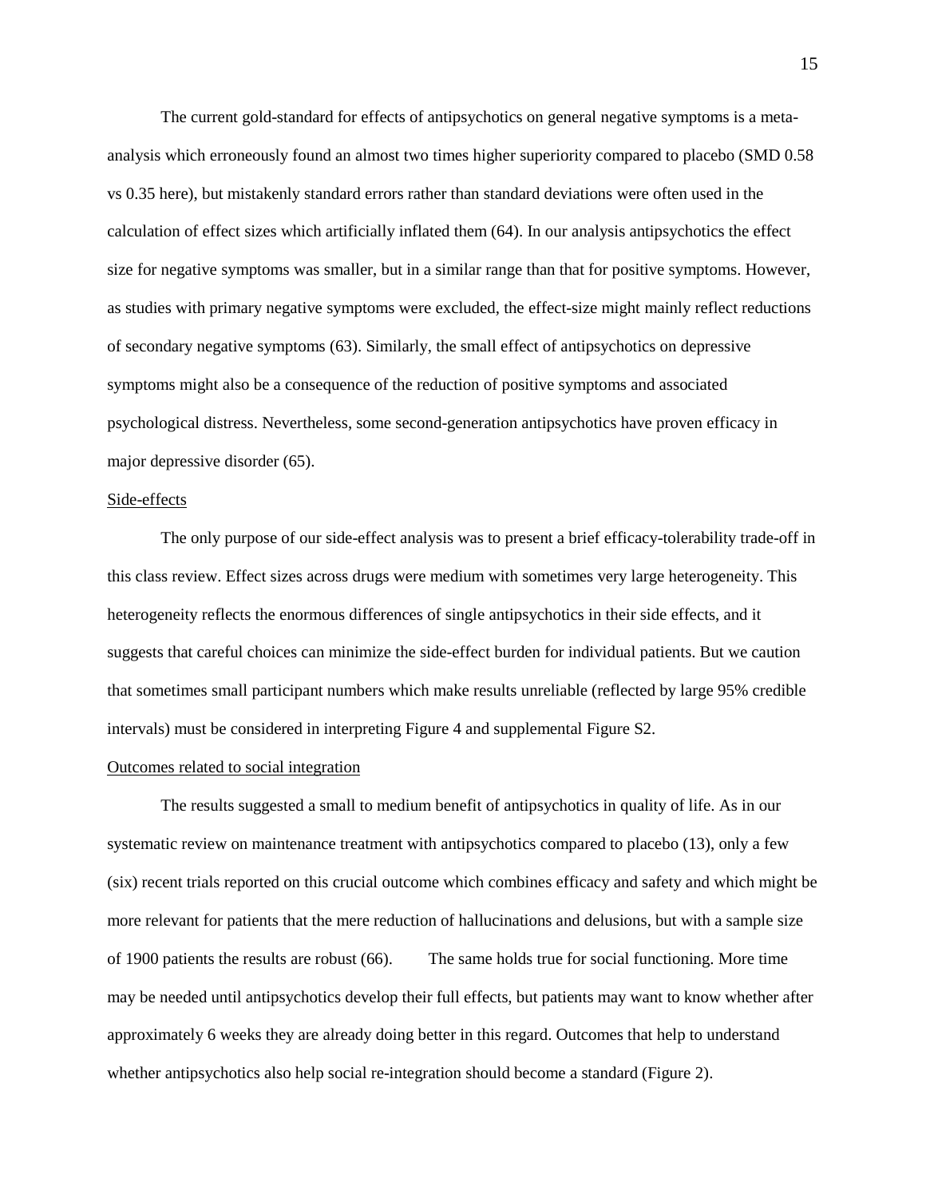The current gold-standard for effects of antipsychotics on general negative symptoms is a meta-analysis which erroneously found an almost two times higher superiority compared to placebo (SMD 0.58 vs 0.35 here), but mistakenly standard errors rather than standard deviations were often used in the calculation of effect sizes which artificially inflated them (64). In our analysis antipsychotics the effect size for negative symptoms was smaller, but in a similar range than that for positive symptoms. However, as studies with primary negative symptoms were excluded, the effect-size might mainly reflect reductions of secondary negative symptoms (63). Similarly, the small effect of antipsychotics on depressive symptoms might also be a consequence of the reduction of positive symptoms and associated psychological distress. Nevertheless, some second-generation antipsychotics have proven efficacy in major depressive disorder (65).

Side-effects

The only purpose of our side-effect analysis was to present a brief efficacy-tolerability trade-off in this class review. Effect sizes across drugs were medium with sometimes very large heterogeneity. This heterogeneity reflects the enormous differences of single antipsychotics in their side effects, and it suggests that careful choices can minimize the side-effect burden for individual patients. But we caution that sometimes small participant numbers which make results unreliable (reflected by large 95% credible intervals) must be considered in interpreting Figure 4 and supplemental Figure S2.

Outcomes related to social integration

The results suggested a small to medium benefit of antipsychotics in quality of life. As in our systematic review on maintenance treatment with antipsychotics compared to placebo (13), only a few (six) recent trials reported on this crucial outcome which combines efficacy and safety and which might be more relevant for patients that the mere reduction of hallucinations and delusions, but with a sample size of 1900 patients the results are robust (66). The same holds true for social functioning. More time may be needed until antipsychotics develop their full effects, but patients may want to know whether after approximately 6 weeks they are already doing better in this regard. Outcomes that help to understand whether antipsychotics also help social re-integration should become a standard (Figure 2).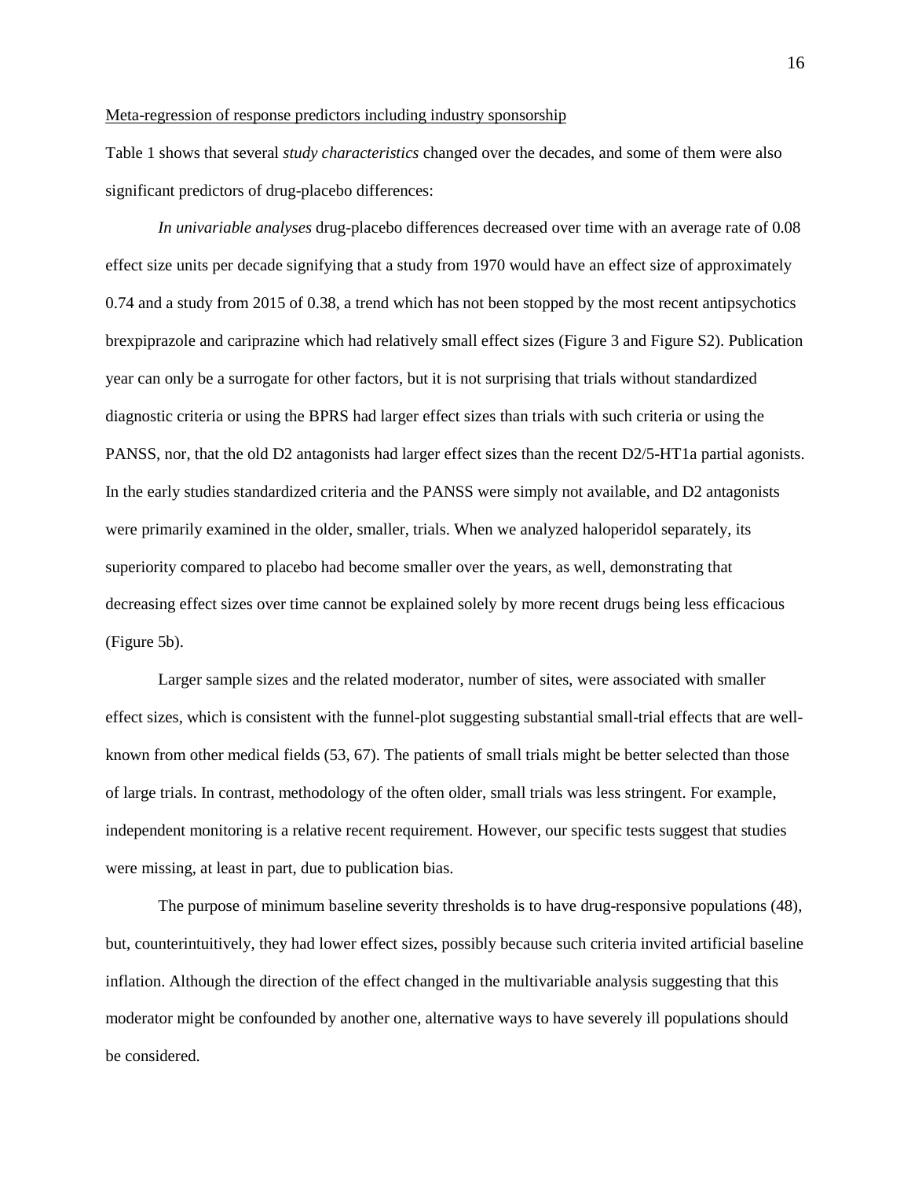Meta-regression of response predictors including industry sponsorship

Table 1 shows that several *study characteristics* changed over the decades, and some of them were also significant predictors of drug-placebo differences:

*In univariable analyses* drug-placebo differences decreased over time with an average rate of 0.08 effect size units per decade signifying that a study from 1970 would have an effect size of approximately 0.74 and a study from 2015 of 0.38, a trend which has not been stopped by the most recent antipsychotics brexpiprazole and cariprazine which had relatively small effect sizes (Figure 3 and Figure S2). Publication year can only be a surrogate for other factors, but it is not surprising that trials without standardized diagnostic criteria or using the BPRS had larger effect sizes than trials with such criteria or using the PANSS, nor, that the old D2 antagonists had larger effect sizes than the recent D2/5-HT1a partial agonists. In the early studies standardized criteria and the PANSS were simply not available, and D2 antagonists were primarily examined in the older, smaller, trials. When we analyzed haloperidol separately, its superiority compared to placebo had become smaller over the years, as well, demonstrating that decreasing effect sizes over time cannot be explained solely by more recent drugs being less efficacious (Figure 5b).

Larger sample sizes and the related moderator, number of sites, were associated with smaller effect sizes, which is consistent with the funnel-plot suggesting substantial small-trial effects that are well-known from other medical fields (53, 67). The patients of small trials might be better selected than those of large trials. In contrast, methodology of the often older, small trials was less stringent. For example, independent monitoring is a relative recent requirement. However, our specific tests suggest that studies were missing, at least in part, due to publication bias.

The purpose of minimum baseline severity thresholds is to have drug-responsive populations (48), but, counterintuitively, they had lower effect sizes, possibly because such criteria invited artificial baseline inflation. Although the direction of the effect changed in the multivariable analysis suggesting that this moderator might be confounded by another one, alternative ways to have severely ill populations should be considered.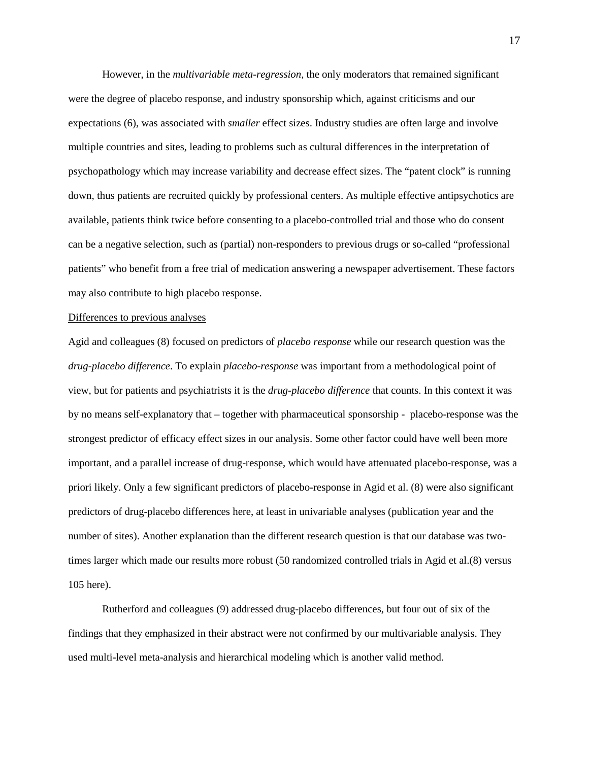However, in the *multivariable meta-regression,* the only moderators that remained significant were the degree of placebo response, and industry sponsorship which, against criticisms and our expectations (6), was associated with *smaller* effect sizes. Industry studies are often large and involve multiple countries and sites, leading to problems such as cultural differences in the interpretation of psychopathology which may increase variability and decrease effect sizes. The "patent clock" is running down, thus patients are recruited quickly by professional centers. As multiple effective antipsychotics are available, patients think twice before consenting to a placebo-controlled trial and those who do consent can be a negative selection, such as (partial) non-responders to previous drugs or so-called "professional patients" who benefit from a free trial of medication answering a newspaper advertisement. These factors may also contribute to high placebo response.

<u>Differences to previous analyses</u>

Agid and colleagues (8) focused on predictors of *placebo response* while our research question was the *drug-placebo difference*. To explain *placebo-response* was important from a methodological point of view, but for patients and psychiatrists it is the *drug-placebo difference* that counts. In this context it was by no means self-explanatory that – together with pharmaceutical sponsorship - placebo-response was the strongest predictor of efficacy effect sizes in our analysis. Some other factor could have well been more important, and a parallel increase of drug-response, which would have attenuated placebo-response, was a priori likely. Only a few significant predictors of placebo-response in Agid et al. (8) were also significant predictors of drug-placebo differences here, at least in univariable analyses (publication year and the number of sites). Another explanation than the different research question is that our database was two-times larger which made our results more robust (50 randomized controlled trials in Agid et al.(8) versus 105 here).

Rutherford and colleagues (9) addressed drug-placebo differences, but four out of six of the findings that they emphasized in their abstract were not confirmed by our multivariable analysis. They used multi-level meta-analysis and hierarchical modeling which is another valid method.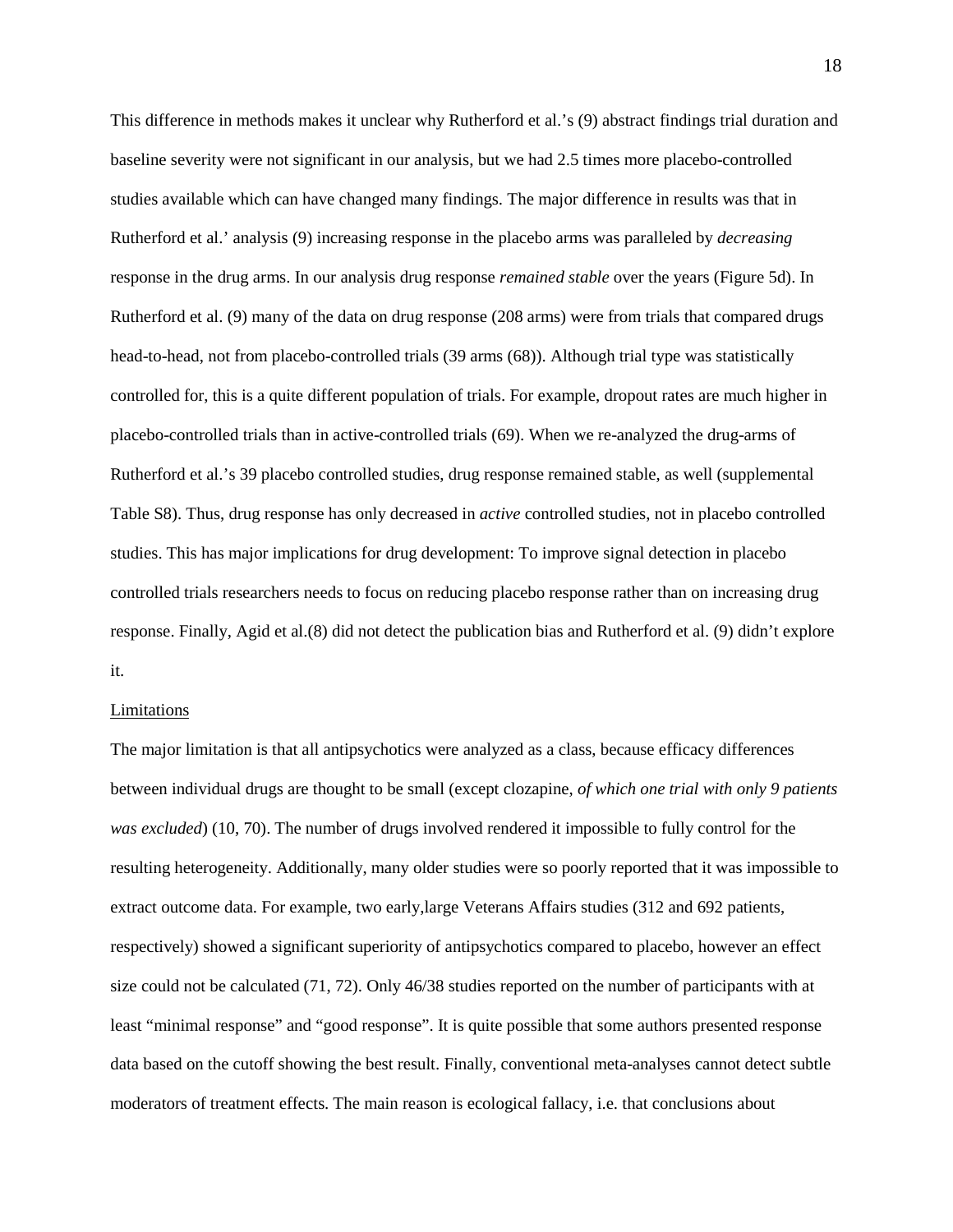This difference in methods makes it unclear why Rutherford et al.'s (9) abstract findings trial duration and baseline severity were not significant in our analysis, but we had 2.5 times more placebo-controlled studies available which can have changed many findings. The major difference in results was that in Rutherford et al.' analysis (9) increasing response in the placebo arms was paralleled by *decreasing* response in the drug arms. In our analysis drug response *remained stable* over the years (Figure 5d). In Rutherford et al. (9) many of the data on drug response (208 arms) were from trials that compared drugs head-to-head, not from placebo-controlled trials (39 arms (68)). Although trial type was statistically controlled for, this is a quite different population of trials. For example, dropout rates are much higher in placebo-controlled trials than in active-controlled trials (69). When we re-analyzed the drug-arms of Rutherford et al.'s 39 placebo controlled studies, drug response remained stable, as well (supplemental Table S8). Thus, drug response has only decreased in *active* controlled studies, not in placebo controlled studies. This has major implications for drug development: To improve signal detection in placebo controlled trials researchers needs to focus on reducing placebo response rather than on increasing drug response. Finally, Agid et al.(8) did not detect the publication bias and Rutherford et al. (9) didn't explore it.

Limitations

The major limitation is that all antipsychotics were analyzed as a class, because efficacy differences between individual drugs are thought to be small (except clozapine, *of which one trial with only 9 patients was excluded*) (10, 70). The number of drugs involved rendered it impossible to fully control for the resulting heterogeneity. Additionally, many older studies were so poorly reported that it was impossible to extract outcome data. For example, two early,large Veterans Affairs studies (312 and 692 patients, respectively) showed a significant superiority of antipsychotics compared to placebo, however an effect size could not be calculated (71, 72). Only 46/38 studies reported on the number of participants with at least "minimal response" and "good response". It is quite possible that some authors presented response data based on the cutoff showing the best result. Finally, conventional meta-analyses cannot detect subtle moderators of treatment effects. The main reason is ecological fallacy, i.e. that conclusions about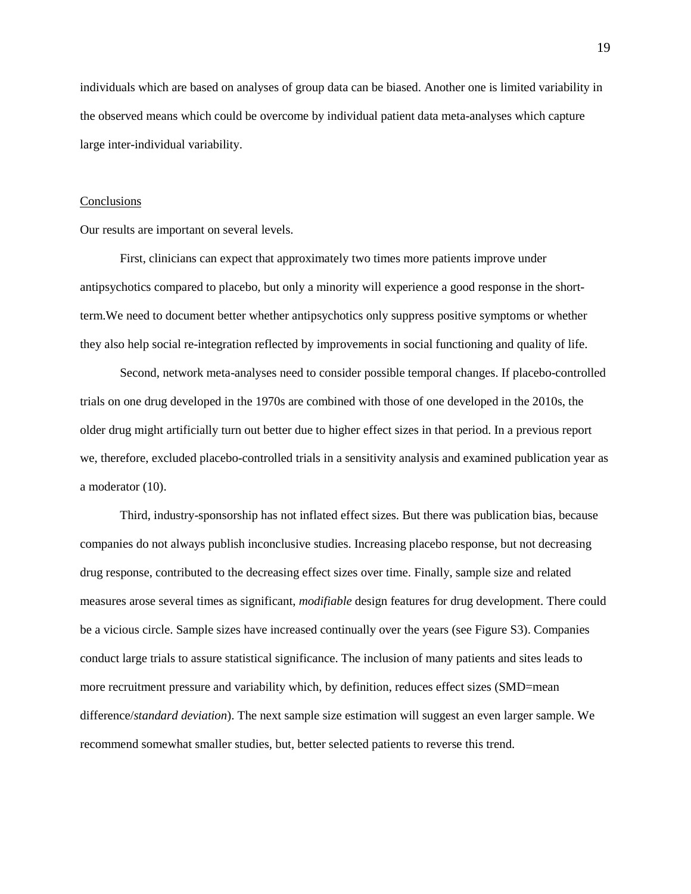individuals which are based on analyses of group data can be biased. Another one is limited variability in the observed means which could be overcome by individual patient data meta-analyses which capture large inter-individual variability.

## Conclusions

Our results are important on several levels.

First, clinicians can expect that approximately two times more patients improve under antipsychotics compared to placebo, but only a minority will experience a good response in the short-term.We need to document better whether antipsychotics only suppress positive symptoms or whether they also help social re-integration reflected by improvements in social functioning and quality of life.

Second, network meta-analyses need to consider possible temporal changes. If placebo-controlled trials on one drug developed in the 1970s are combined with those of one developed in the 2010s, the older drug might artificially turn out better due to higher effect sizes in that period. In a previous report we, therefore, excluded placebo-controlled trials in a sensitivity analysis and examined publication year as a moderator (10).

Third, industry-sponsorship has not inflated effect sizes. But there was publication bias, because companies do not always publish inconclusive studies. Increasing placebo response, but not decreasing drug response, contributed to the decreasing effect sizes over time. Finally, sample size and related measures arose several times as significant, *modifiable* design features for drug development. There could be a vicious circle. Sample sizes have increased continually over the years (see Figure S3). Companies conduct large trials to assure statistical significance. The inclusion of many patients and sites leads to more recruitment pressure and variability which, by definition, reduces effect sizes (SMD=mean difference/*standard deviation*). The next sample size estimation will suggest an even larger sample. We recommend somewhat smaller studies, but, better selected patients to reverse this trend.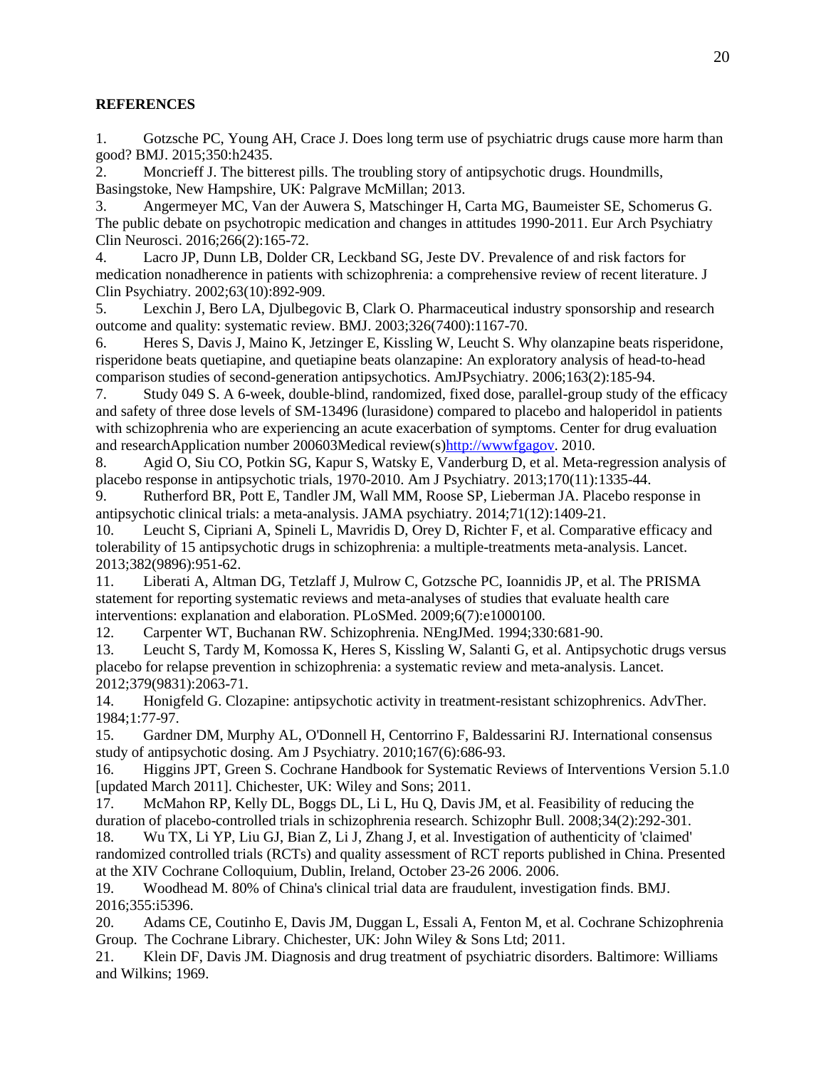## REFERENCES

1. Gotzsche PC, Young AH, Crace J. Does long term use of psychiatric drugs cause more harm than good? BMJ. 2015;350:h2435.
2. Moncrieff J. The bitterest pills. The troubling story of antipsychotic drugs. Houndmills, Basingstoke, New Hampshire, UK: Palgrave McMillan; 2013.
3. Angermeyer MC, Van der Auwera S, Matschinger H, Carta MG, Baumeister SE, Schomerus G. The public debate on psychotropic medication and changes in attitudes 1990-2011. Eur Arch Psychiatry Clin Neurosci. 2016;266(2):165-72.
4. Lacro JP, Dunn LB, Dolder CR, Leckband SG, Jeste DV. Prevalence of and risk factors for medication nonadherence in patients with schizophrenia: a comprehensive review of recent literature. J Clin Psychiatry. 2002;63(10):892-909.
5. Lexchin J, Bero LA, Djulbegovic B, Clark O. Pharmaceutical industry sponsorship and research outcome and quality: systematic review. BMJ. 2003;326(7400):1167-70.
6. Heres S, Davis J, Maino K, Jetzinger E, Kissling W, Leucht S. Why olanzapine beats risperidone, risperidone beats quetiapine, and quetiapine beats olanzapine: An exploratory analysis of head-to-head comparison studies of second-generation antipsychotics. AmJPsychiatry. 2006;163(2):185-94.
7. Study 049 S. A 6-week, double-blind, randomized, fixed dose, parallel-group study of the efficacy and safety of three dose levels of SM-13496 (lurasidone) compared to placebo and haloperidol in patients with schizophrenia who are experiencing an acute exacerbation of symptoms. Center for drug evaluation and researchApplication number 200603Medical review(s)http://wwwfgagov. 2010.
8. Agid O, Siu CO, Potkin SG, Kapur S, Watsky E, Vanderburg D, et al. Meta-regression analysis of placebo response in antipsychotic trials, 1970-2010. Am J Psychiatry. 2013;170(11):1335-44.
9. Rutherford BR, Pott E, Tandler JM, Wall MM, Roose SP, Lieberman JA. Placebo response in antipsychotic clinical trials: a meta-analysis. JAMA psychiatry. 2014;71(12):1409-21.
10. Leucht S, Cipriani A, Spineli L, Mavridis D, Orey D, Richter F, et al. Comparative efficacy and tolerability of 15 antipsychotic drugs in schizophrenia: a multiple-treatments meta-analysis. Lancet. 2013;382(9896):951-62.
11. Liberati A, Altman DG, Tetzlaff J, Mulrow C, Gotzsche PC, Ioannidis JP, et al. The PRISMA statement for reporting systematic reviews and meta-analyses of studies that evaluate health care interventions: explanation and elaboration. PLoSMed. 2009;6(7):e1000100.
12. Carpenter WT, Buchanan RW. Schizophrenia. NEngJMed. 1994;330:681-90.
13. Leucht S, Tardy M, Komossa K, Heres S, Kissling W, Salanti G, et al. Antipsychotic drugs versus placebo for relapse prevention in schizophrenia: a systematic review and meta-analysis. Lancet. 2012;379(9831):2063-71.
14. Honigfeld G. Clozapine: antipsychotic activity in treatment-resistant schizophrenics. AdvTher. 1984;1:77-97.
15. Gardner DM, Murphy AL, O'Donnell H, Centorrino F, Baldessarini RJ. International consensus study of antipsychotic dosing. Am J Psychiatry. 2010;167(6):686-93.
16. Higgins JPT, Green S. Cochrane Handbook for Systematic Reviews of Interventions Version 5.1.0 [updated March 2011]. Chichester, UK: Wiley and Sons; 2011.
17. McMahon RP, Kelly DL, Boggs DL, Li L, Hu Q, Davis JM, et al. Feasibility of reducing the duration of placebo-controlled trials in schizophrenia research. Schizophr Bull. 2008;34(2):292-301.
18. Wu TX, Li YP, Liu GJ, Bian Z, Li J, Zhang J, et al. Investigation of authenticity of 'claimed' randomized controlled trials (RCTs) and quality assessment of RCT reports published in China. Presented at the XIV Cochrane Colloquium, Dublin, Ireland, October 23-26 2006. 2006.
19. Woodhead M. 80% of China's clinical trial data are fraudulent, investigation finds. BMJ. 2016;355:i5396.
20. Adams CE, Coutinho E, Davis JM, Duggan L, Essali A, Fenton M, et al. Cochrane Schizophrenia Group. The Cochrane Library. Chichester, UK: John Wiley & Sons Ltd; 2011.
21. Klein DF, Davis JM. Diagnosis and drug treatment of psychiatric disorders. Baltimore: Williams and Wilkins; 1969.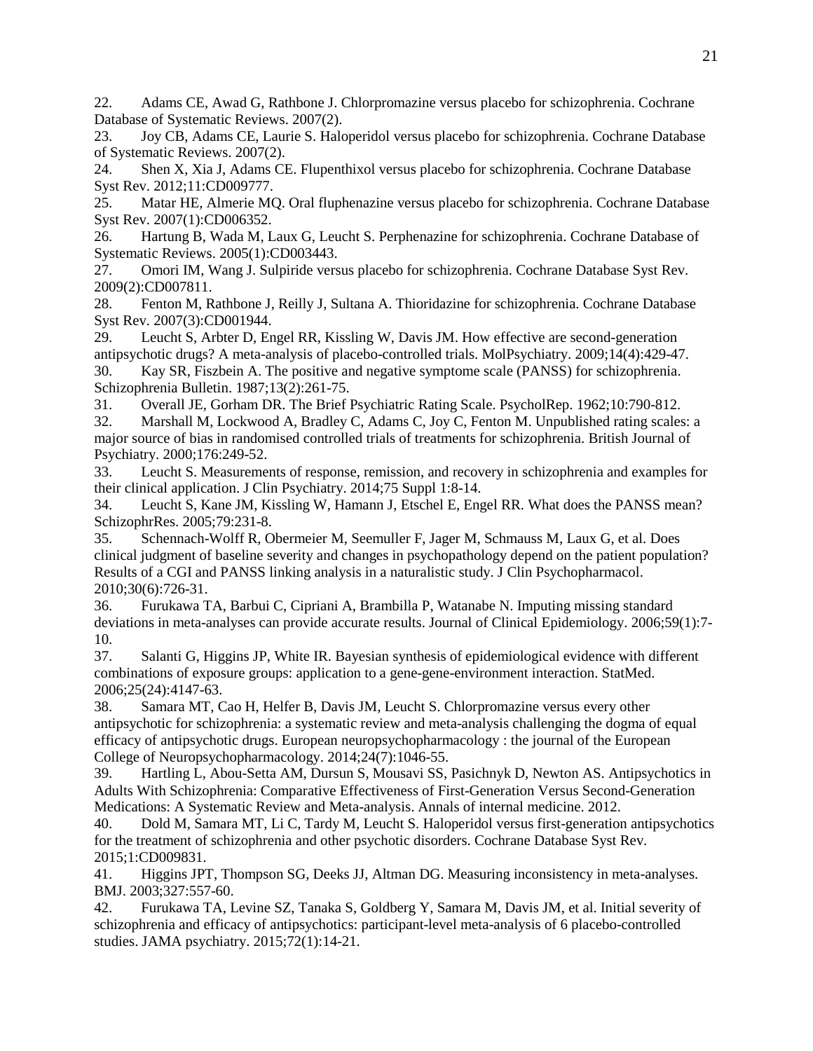22. Adams CE, Awad G, Rathbone J. Chlorpromazine versus placebo for schizophrenia. Cochrane Database of Systematic Reviews. 2007(2).
23. Joy CB, Adams CE, Laurie S. Haloperidol versus placebo for schizophrenia. Cochrane Database of Systematic Reviews. 2007(2).
24. Shen X, Xia J, Adams CE. Flupenthixol versus placebo for schizophrenia. Cochrane Database Syst Rev. 2012;11:CD009777.
25. Matar HE, Almerie MQ. Oral fluphenazine versus placebo for schizophrenia. Cochrane Database Syst Rev. 2007(1):CD006352.
26. Hartung B, Wada M, Laux G, Leucht S. Perphenazine for schizophrenia. Cochrane Database of Systematic Reviews. 2005(1):CD003443.
27. Omori IM, Wang J. Sulpiride versus placebo for schizophrenia. Cochrane Database Syst Rev. 2009(2):CD007811.
28. Fenton M, Rathbone J, Reilly J, Sultana A. Thioridazine for schizophrenia. Cochrane Database Syst Rev. 2007(3):CD001944.
29. Leucht S, Arbter D, Engel RR, Kissling W, Davis JM. How effective are second-generation antipsychotic drugs? A meta-analysis of placebo-controlled trials. MolPsychiatry. 2009;14(4):429-47.
30. Kay SR, Fiszbein A. The positive and negative symptome scale (PANSS) for schizophrenia. Schizophrenia Bulletin. 1987;13(2):261-75.
31. Overall JE, Gorham DR. The Brief Psychiatric Rating Scale. PsycholRep. 1962;10:790-812.
32. Marshall M, Lockwood A, Bradley C, Adams C, Joy C, Fenton M. Unpublished rating scales: a major source of bias in randomised controlled trials of treatments for schizophrenia. British Journal of Psychiatry. 2000;176:249-52.
33. Leucht S. Measurements of response, remission, and recovery in schizophrenia and examples for their clinical application. J Clin Psychiatry. 2014;75 Suppl 1:8-14.
34. Leucht S, Kane JM, Kissling W, Hamann J, Etschel E, Engel RR. What does the PANSS mean? SchizophrRes. 2005;79:231-8.
35. Schennach-Wolff R, Obermeier M, Seemuller F, Jager M, Schmauss M, Laux G, et al. Does clinical judgment of baseline severity and changes in psychopathology depend on the patient population? Results of a CGI and PANSS linking analysis in a naturalistic study. J Clin Psychopharmacol. 2010;30(6):726-31.
36. Furukawa TA, Barbui C, Cipriani A, Brambilla P, Watanabe N. Imputing missing standard deviations in meta-analyses can provide accurate results. Journal of Clinical Epidemiology. 2006;59(1):7-10.
37. Salanti G, Higgins JP, White IR. Bayesian synthesis of epidemiological evidence with different combinations of exposure groups: application to a gene-gene-environment interaction. StatMed. 2006;25(24):4147-63.
38. Samara MT, Cao H, Helfer B, Davis JM, Leucht S. Chlorpromazine versus every other antipsychotic for schizophrenia: a systematic review and meta-analysis challenging the dogma of equal efficacy of antipsychotic drugs. European neuropsychopharmacology : the journal of the European College of Neuropsychopharmacology. 2014;24(7):1046-55.
39. Hartling L, Abou-Setta AM, Dursun S, Mousavi SS, Pasichnyk D, Newton AS. Antipsychotics in Adults With Schizophrenia: Comparative Effectiveness of First-Generation Versus Second-Generation Medications: A Systematic Review and Meta-analysis. Annals of internal medicine. 2012.
40. Dold M, Samara MT, Li C, Tardy M, Leucht S. Haloperidol versus first-generation antipsychotics for the treatment of schizophrenia and other psychotic disorders. Cochrane Database Syst Rev. 2015;1:CD009831.
41. Higgins JPT, Thompson SG, Deeks JJ, Altman DG. Measuring inconsistency in meta-analyses. BMJ. 2003;327:557-60.
42. Furukawa TA, Levine SZ, Tanaka S, Goldberg Y, Samara M, Davis JM, et al. Initial severity of schizophrenia and efficacy of antipsychotics: participant-level meta-analysis of 6 placebo-controlled studies. JAMA psychiatry. 2015;72(1):14-21.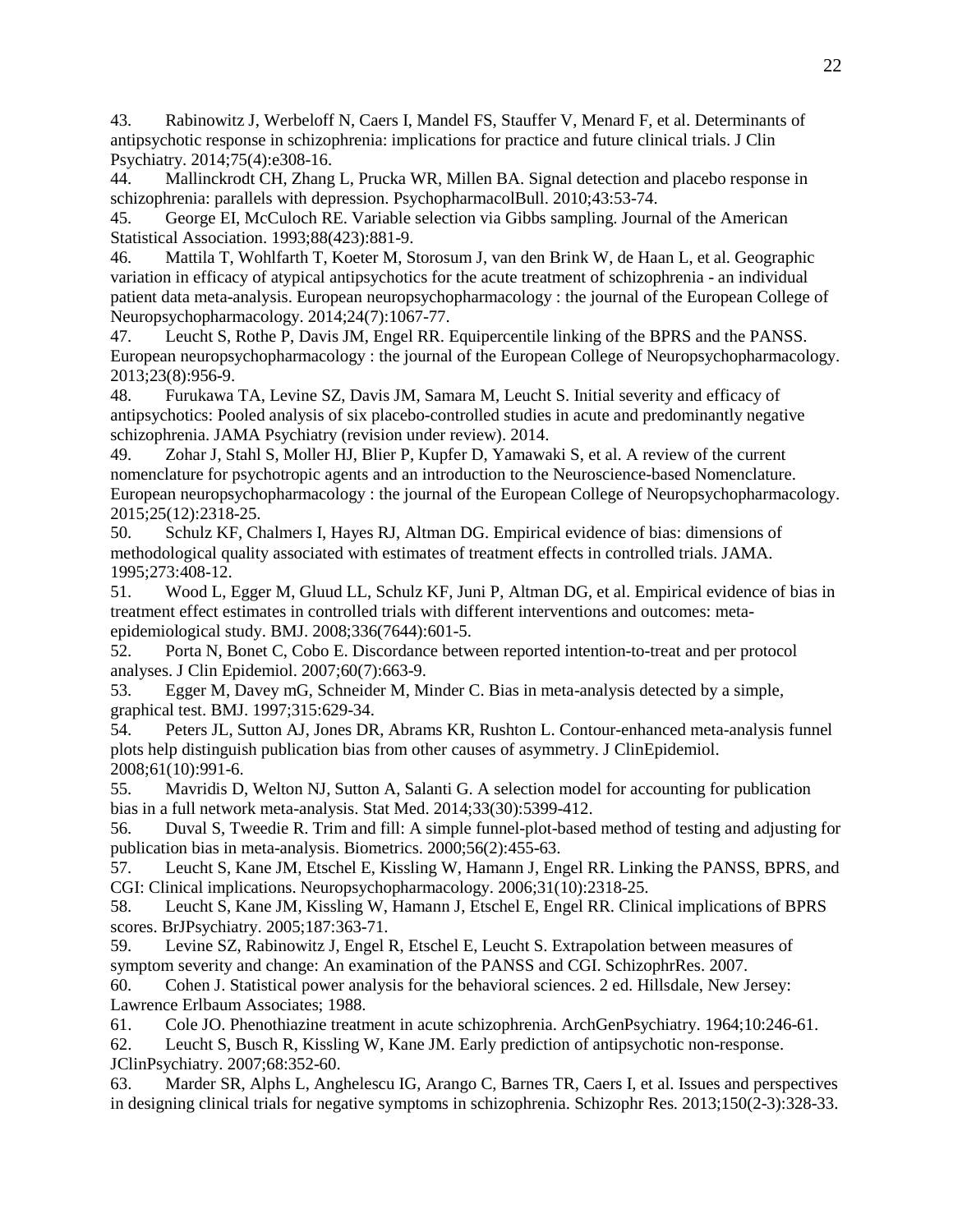43. Rabinowitz J, Werbeloff N, Caers I, Mandel FS, Stauffer V, Menard F, et al. Determinants of antipsychotic response in schizophrenia: implications for practice and future clinical trials. J Clin Psychiatry. 2014;75(4):e308-16.

44. Mallinckrodt CH, Zhang L, Prucka WR, Millen BA. Signal detection and placebo response in schizophrenia: parallels with depression. PsychopharmacolBull. 2010;43:53-74.

45. George EI, McCuloch RE. Variable selection via Gibbs sampling. Journal of the American Statistical Association. 1993;88(423):881-9.

46. Mattila T, Wohlfarth T, Koeter M, Storosum J, van den Brink W, de Haan L, et al. Geographic variation in efficacy of atypical antipsychotics for the acute treatment of schizophrenia - an individual patient data meta-analysis. European neuropsychopharmacology : the journal of the European College of Neuropsychopharmacology. 2014;24(7):1067-77.

47. Leucht S, Rothe P, Davis JM, Engel RR. Equipercentile linking of the BPRS and the PANSS. European neuropsychopharmacology : the journal of the European College of Neuropsychopharmacology. 2013;23(8):956-9.

48. Furukawa TA, Levine SZ, Davis JM, Samara M, Leucht S. Initial severity and efficacy of antipsychotics: Pooled analysis of six placebo-controlled studies in acute and predominantly negative schizophrenia. JAMA Psychiatry (revision under review). 2014.

49. Zohar J, Stahl S, Moller HJ, Blier P, Kupfer D, Yamawaki S, et al. A review of the current nomenclature for psychotropic agents and an introduction to the Neuroscience-based Nomenclature. European neuropsychopharmacology : the journal of the European College of Neuropsychopharmacology. 2015;25(12):2318-25.

50. Schulz KF, Chalmers I, Hayes RJ, Altman DG. Empirical evidence of bias: dimensions of methodological quality associated with estimates of treatment effects in controlled trials. JAMA. 1995;273:408-12.

51. Wood L, Egger M, Gluud LL, Schulz KF, Juni P, Altman DG, et al. Empirical evidence of bias in treatment effect estimates in controlled trials with different interventions and outcomes: meta-epidemiological study. BMJ. 2008;336(7644):601-5.

52. Porta N, Bonet C, Cobo E. Discordance between reported intention-to-treat and per protocol analyses. J Clin Epidemiol. 2007;60(7):663-9.

53. Egger M, Davey mG, Schneider M, Minder C. Bias in meta-analysis detected by a simple, graphical test. BMJ. 1997;315:629-34.

54. Peters JL, Sutton AJ, Jones DR, Abrams KR, Rushton L. Contour-enhanced meta-analysis funnel plots help distinguish publication bias from other causes of asymmetry. J ClinEpidemiol. 2008;61(10):991-6.

55. Mavridis D, Welton NJ, Sutton A, Salanti G. A selection model for accounting for publication bias in a full network meta-analysis. Stat Med. 2014;33(30):5399-412.

56. Duval S, Tweedie R. Trim and fill: A simple funnel-plot-based method of testing and adjusting for publication bias in meta-analysis. Biometrics. 2000;56(2):455-63.

57. Leucht S, Kane JM, Etschel E, Kissling W, Hamann J, Engel RR. Linking the PANSS, BPRS, and CGI: Clinical implications. Neuropsychopharmacology. 2006;31(10):2318-25.

58. Leucht S, Kane JM, Kissling W, Hamann J, Etschel E, Engel RR. Clinical implications of BPRS scores. BrJPsychiatry. 2005;187:363-71.

59. Levine SZ, Rabinowitz J, Engel R, Etschel E, Leucht S. Extrapolation between measures of symptom severity and change: An examination of the PANSS and CGI. SchizophrRes. 2007.

60. Cohen J. Statistical power analysis for the behavioral sciences. 2 ed. Hillsdale, New Jersey: Lawrence Erlbaum Associates; 1988.

61. Cole JO. Phenothiazine treatment in acute schizophrenia. ArchGenPsychiatry. 1964;10:246-61.

62. Leucht S, Busch R, Kissling W, Kane JM. Early prediction of antipsychotic non-response. JClinPsychiatry. 2007;68:352-60.

63. Marder SR, Alphs L, Anghelescu IG, Arango C, Barnes TR, Caers I, et al. Issues and perspectives in designing clinical trials for negative symptoms in schizophrenia. Schizophr Res. 2013;150(2-3):328-33.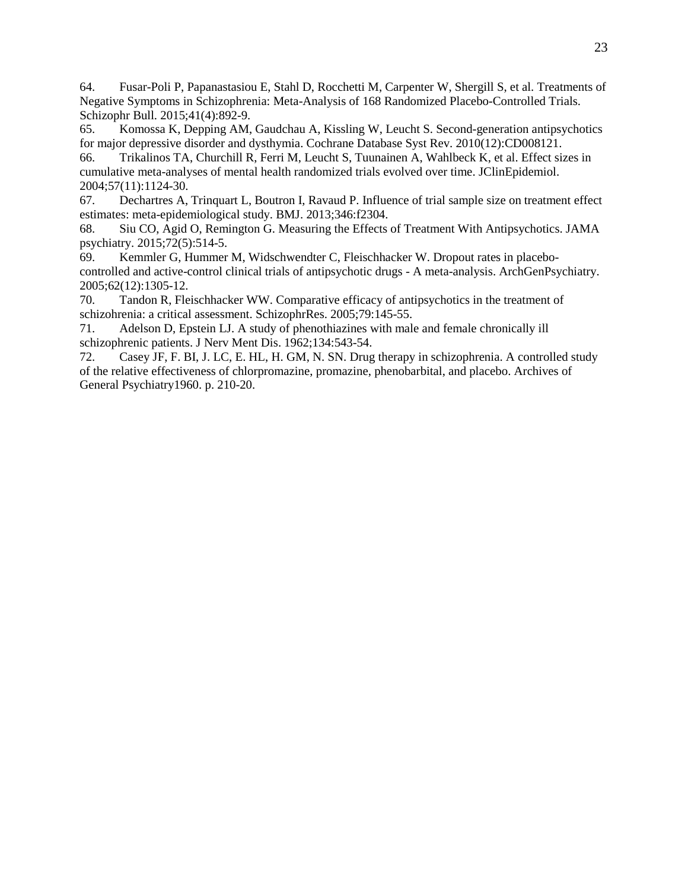64. Fusar-Poli P, Papanastasiou E, Stahl D, Rocchetti M, Carpenter W, Shergill S, et al. Treatments of Negative Symptoms in Schizophrenia: Meta-Analysis of 168 Randomized Placebo-Controlled Trials. Schizophr Bull. 2015;41(4):892-9.

65. Komossa K, Depping AM, Gaudchau A, Kissling W, Leucht S. Second-generation antipsychotics for major depressive disorder and dysthymia. Cochrane Database Syst Rev. 2010(12):CD008121.

66. Trikalinos TA, Churchill R, Ferri M, Leucht S, Tuunainen A, Wahlbeck K, et al. Effect sizes in cumulative meta-analyses of mental health randomized trials evolved over time. JClinEpidemiol. 2004;57(11):1124-30.

67. Dechartres A, Trinquart L, Boutron I, Ravaud P. Influence of trial sample size on treatment effect estimates: meta-epidemiological study. BMJ. 2013;346:f2304.

68. Siu CO, Agid O, Remington G. Measuring the Effects of Treatment With Antipsychotics. JAMA psychiatry. 2015;72(5):514-5.

69. Kemmler G, Hummer M, Widschwendter C, Fleischhacker W. Dropout rates in placebo-controlled and active-control clinical trials of antipsychotic drugs - A meta-analysis. ArchGenPsychiatry. 2005;62(12):1305-12.

70. Tandon R, Fleischhacker WW. Comparative efficacy of antipsychotics in the treatment of schizohrenia: a critical assessment. SchizophrRes. 2005;79:145-55.

71. Adelson D, Epstein LJ. A study of phenothiazines with male and female chronically ill schizophrenic patients. J Nerv Ment Dis. 1962;134:543-54.

72. Casey JF, F. BI, J. LC, E. HL, H. GM, N. SN. Drug therapy in schizophrenia. A controlled study of the relative effectiveness of chlorpromazine, promazine, phenobarbital, and placebo. Archives of General Psychiatry1960. p. 210-20.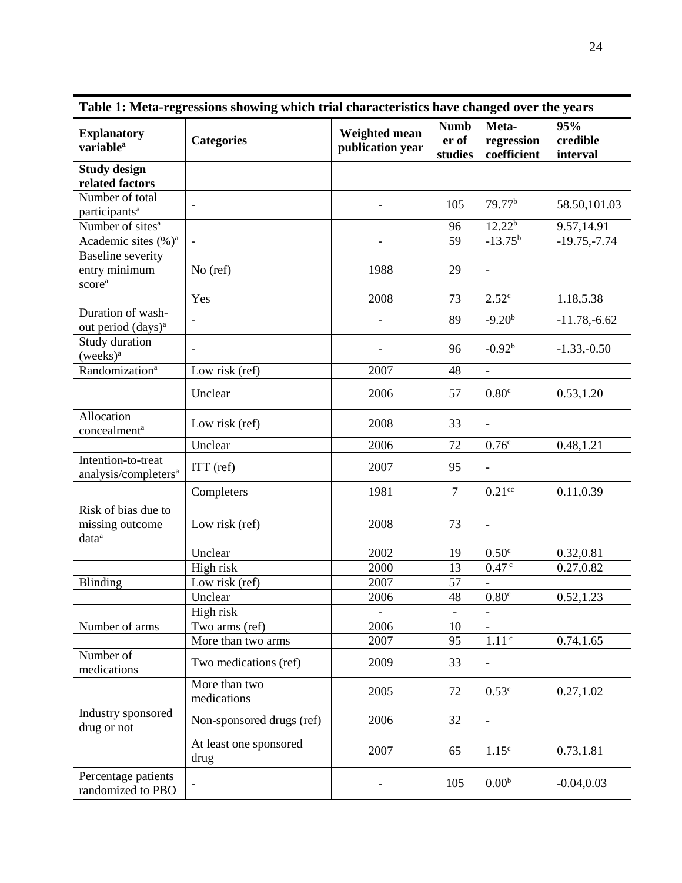| Table 1: Meta-regressions showing which trial characteristics have changed over the years | | | | | |
|---|---|---|---|---|---|
| **Explanatory variable**[a] | **Categories** | **Weighted mean publication year** | **Number of studies** | **Meta-regression coefficient** | **95% credible interval** |
| **Study design related factors** | | | | | |
| Number of total participants[a] | - | - | 105 | 79.77[b] | 58.50,101.03 |
| Number of sites[a] | | | 96 | 12.22[b] | 9.57,14.91 |
| Academic sites (%)[a] | - | - | 59 | -13.75[b] | -19.75,-7.74 |
| Baseline severity entry minimum score[a] | No (ref) | 1988 | 29 | - | |
| | Yes | 2008 | 73 | 2.52[c] | 1.18,5.38 |
| Duration of wash-out period (days)[a] | - | - | 89 | -9.20[b] | -11.78,-6.62 |
| Study duration (weeks)[a] | - | - | 96 | -0.92[b] | -1.33,-0.50 |
| Randomization[a] | Low risk (ref) | 2007 | 48 | - | |
| | Unclear | 2006 | 57 | 0.80[c] | 0.53,1.20 |
| Allocation concealment[a] | Low risk (ref) | 2008 | 33 | - | |
| | Unclear | 2006 | 72 | 0.76[c] | 0.48,1.21 |
| Intention-to-treat analysis/completers[a] | ITT (ref) | 2007 | 95 | - | |
| | Completers | 1981 | 7 | 0.21[cc] | 0.11,0.39 |
| Risk of bias due to missing outcome data[a] | Low risk (ref) | 2008 | 73 | - | |
| | Unclear | 2002 | 19 | 0.50[c] | 0.32,0.81 |
| | High risk | 2000 | 13 | 0.47[c] | 0.27,0.82 |
| Blinding | Low risk (ref) | 2007 | 57 | - | |
| | Unclear | 2006 | 48 | 0.80[c] | 0.52,1.23 |
| | High risk | - | - | - | |
| Number of arms | Two arms (ref) | 2006 | 10 | - | |
| | More than two arms | 2007 | 95 | 1.11[c] | 0.74,1.65 |
| Number of medications | Two medications (ref) | 2009 | 33 | - | |
| | More than two medications | 2005 | 72 | 0.53[c] | 0.27,1.02 |
| Industry sponsored drug or not | Non-sponsored drugs (ref) | 2006 | 32 | - | |
| | At least one sponsored drug | 2007 | 65 | 1.15[c] | 0.73,1.81 |
| Percentage patients randomized to PBO | - | - | 105 | 0.00[b] | -0.04,0.03 |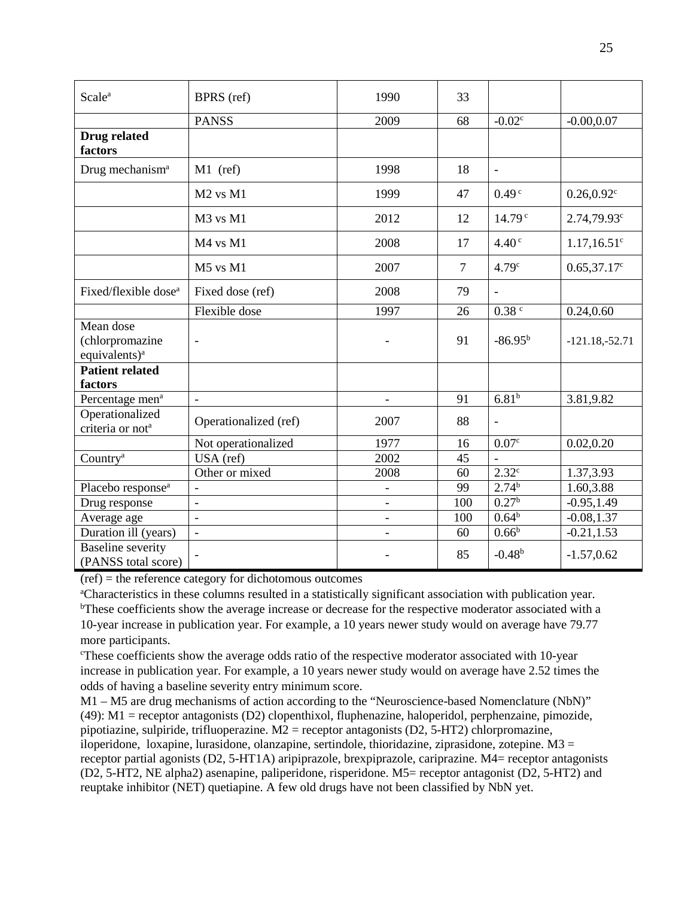| Scale[a] | BPRS (ref) | 1990 | 33 | | |
|---|---|---|---|---|---|
| | PANSS | 2009 | 68 | -0.02[c] | -0.00,0.07 |
| **Drug related factors** | | | | | |
| Drug mechanism[a] | M1 (ref) | 1998 | 18 | - | |
| | M2 vs M1 | 1999 | 47 | 0.49[c] | 0.26,0.92[c] |
| | M3 vs M1 | 2012 | 12 | 14.79[c] | 2.74,79.93[c] |
| | M4 vs M1 | 2008 | 17 | 4.40[c] | 1.17,16.51[c] |
| | M5 vs M1 | 2007 | 7 | 4.79[c] | 0.65,37.17[c] |
| Fixed/flexible dose[a] | Fixed dose (ref) | 2008 | 79 | - | |
| | Flexible dose | 1997 | 26 | 0.38[c] | 0.24,0.60 |
| Mean dose (chlorpromazine equivalents)[a] | - | - | 91 | -86.95[b] | -121.18,-52.71 |
| **Patient related factors** | | | | | |
| Percentage men[a] | - | - | 91 | 6.81[b] | 3.81,9.82 |
| Operationalized criteria or not[a] | Operationalized (ref) | 2007 | 88 | - | |
| | Not operationalized | 1977 | 16 | 0.07[c] | 0.02,0.20 |
| Country[a] | USA (ref) | 2002 | 45 | - | |
| | Other or mixed | 2008 | 60 | 2.32[c] | 1.37,3.93 |
| Placebo response[a] | - | - | 99 | 2.74[b] | 1.60,3.88 |
| Drug response | - | - | 100 | 0.27[b] | -0.95,1.49 |
| Average age | - | - | 100 | 0.64[b] | -0.08,1.37 |
| Duration ill (years) | - | - | 60 | 0.66[b] | -0.21,1.53 |
| Baseline severity (PANSS total score) | - | - | 85 | -0.48[b] | -1.57,0.62 |

(ref) = the reference category for dichotomous outcomes

[a]Characteristics in these columns resulted in a statistically significant association with publication year.

[b]These coefficients show the average increase or decrease for the respective moderator associated with a 10-year increase in publication year. For example, a 10 years newer study would on average have 79.77 more participants.

[c]These coefficients show the average odds ratio of the respective moderator associated with 10-year increase in publication year. For example, a 10 years newer study would on average have 2.52 times the odds of having a baseline severity entry minimum score.

M1 – M5 are drug mechanisms of action according to the "Neuroscience-based Nomenclature (NbN)" (49): M1 = receptor antagonists (D2) clopenthixol, fluphenazine, haloperidol, perphenzaine, pimozide, pipotiazine, sulpiride, trifluoperazine. M2 = receptor antagonists (D2, 5-HT2) chlorpromazine, iloperidone, loxapine, lurasidone, olanzapine, sertindole, thioridazine, ziprasidone, zotepine. M3 = receptor partial agonists (D2, 5-HT1A) aripiprazole, brexpiprazole, cariprazine. M4= receptor antagonists (D2, 5-HT2, NE alpha2) asenapine, paliperidone, risperidone. M5= receptor antagonist (D2, 5-HT2) and reuptake inhibitor (NET) quetiapine. A few old drugs have not been classified by NbN yet.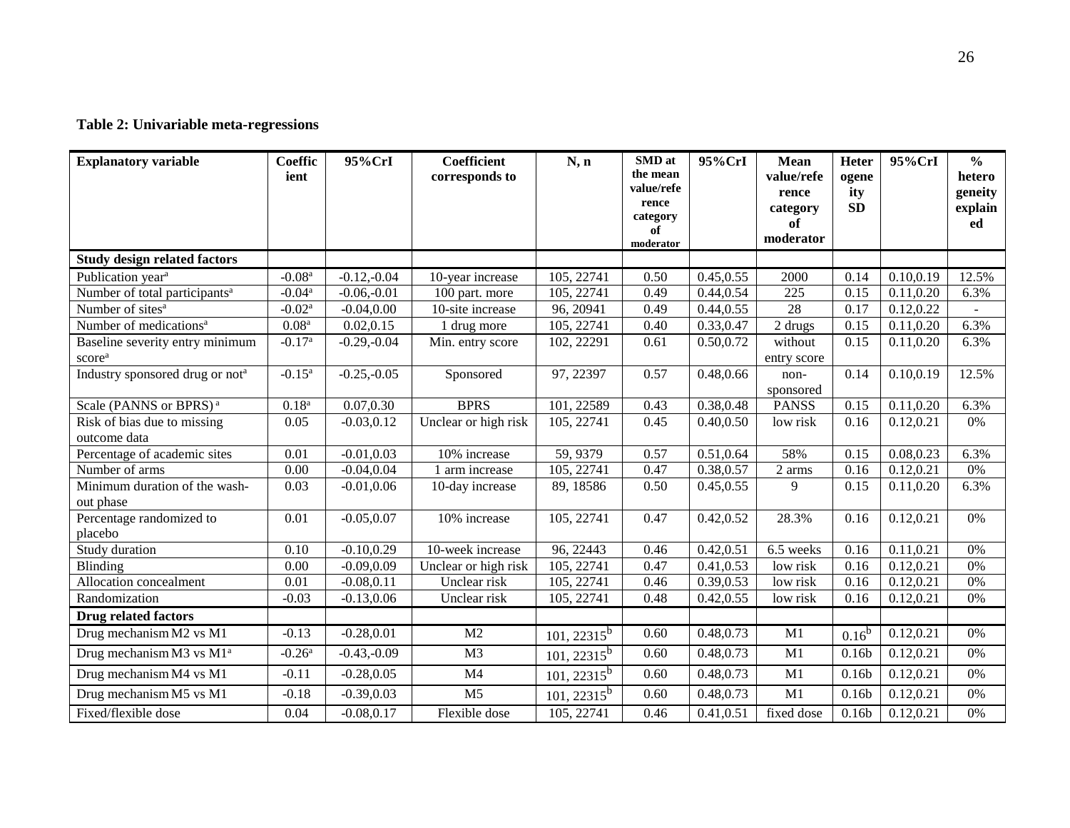**Table 2: Univariable meta-regressions**

| Explanatory variable | Coefficient | 95%CrI | Coefficient corresponds to | N, n | SMD at the mean value/reference category of moderator | 95%CrI | Mean value/reference category of moderator | Heterogeneity SD | 95%CrI | % heterogeneity explained |
|---|---|---|---|---|---|---|---|---|---|---|
| **Study design related factors** | | | | | | | | | | |
| Publication year[a] | -0.08[a] | -0.12,-0.04 | 10-year increase | 105, 22741 | 0.50 | 0.45,0.55 | 2000 | 0.14 | 0.10,0.19 | 12.5% |
| Number of total participants[a] | -0.04[a] | -0.06,-0.01 | 100 part. more | 105, 22741 | 0.49 | 0.44,0.54 | 225 | 0.15 | 0.11,0.20 | 6.3% |
| Number of sites[a] | -0.02[a] | -0.04,0.00 | 10-site increase | 96, 20941 | 0.49 | 0.44,0.55 | 28 | 0.17 | 0.12,0.22 | - |
| Number of medications[a] | 0.08[a] | 0.02,0.15 | 1 drug more | 105, 22741 | 0.40 | 0.33,0.47 | 2 drugs | 0.15 | 0.11,0.20 | 6.3% |
| Baseline severity entry minimum score[a] | -0.17[a] | -0.29,-0.04 | Min. entry score | 102, 22291 | 0.61 | 0.50,0.72 | without entry score | 0.15 | 0.11,0.20 | 6.3% |
| Industry sponsored drug or not[a] | -0.15[a] | -0.25,-0.05 | Sponsored | 97, 22397 | 0.57 | 0.48,0.66 | non-sponsored | 0.14 | 0.10,0.19 | 12.5% |
| Scale (PANNS or BPRS) [a] | 0.18[a] | 0.07,0.30 | BPRS | 101, 22589 | 0.43 | 0.38,0.48 | PANSS | 0.15 | 0.11,0.20 | 6.3% |
| Risk of bias due to missing outcome data | 0.05 | -0.03,0.12 | Unclear or high risk | 105, 22741 | 0.45 | 0.40,0.50 | low risk | 0.16 | 0.12,0.21 | 0% |
| Percentage of academic sites | 0.01 | -0.01,0.03 | 10% increase | 59, 9379 | 0.57 | 0.51,0.64 | 58% | 0.15 | 0.08,0.23 | 6.3% |
| Number of arms | 0.00 | -0.04,0.04 | 1 arm increase | 105, 22741 | 0.47 | 0.38,0.57 | 2 arms | 0.16 | 0.12,0.21 | 0% |
| Minimum duration of the wash-out phase | 0.03 | -0.01,0.06 | 10-day increase | 89, 18586 | 0.50 | 0.45,0.55 | 9 | 0.15 | 0.11,0.20 | 6.3% |
| Percentage randomized to placebo | 0.01 | -0.05,0.07 | 10% increase | 105, 22741 | 0.47 | 0.42,0.52 | 28.3% | 0.16 | 0.12,0.21 | 0% |
| Study duration | 0.10 | -0.10,0.29 | 10-week increase | 96, 22443 | 0.46 | 0.42,0.51 | 6.5 weeks | 0.16 | 0.11,0.21 | 0% |
| Blinding | 0.00 | -0.09,0.09 | Unclear or high risk | 105, 22741 | 0.47 | 0.41,0.53 | low risk | 0.16 | 0.12,0.21 | 0% |
| Allocation concealment | 0.01 | -0.08,0.11 | Unclear risk | 105, 22741 | 0.46 | 0.39,0.53 | low risk | 0.16 | 0.12,0.21 | 0% |
| Randomization | -0.03 | -0.13,0.06 | Unclear risk | 105, 22741 | 0.48 | 0.42,0.55 | low risk | 0.16 | 0.12,0.21 | 0% |
| **Drug related factors** | | | | | | | | | | |
| Drug mechanism M2 vs M1 | -0.13 | -0.28,0.01 | M2 | 101, 22315[b] | 0.60 | 0.48,0.73 | M1 | 0.16[b] | 0.12,0.21 | 0% |
| Drug mechanism M3 vs M1[a] | -0.26[a] | -0.43,-0.09 | M3 | 101, 22315[b] | 0.60 | 0.48,0.73 | M1 | 0.16b | 0.12,0.21 | 0% |
| Drug mechanism M4 vs M1 | -0.11 | -0.28,0.05 | M4 | 101, 22315[b] | 0.60 | 0.48,0.73 | M1 | 0.16b | 0.12,0.21 | 0% |
| Drug mechanism M5 vs M1 | -0.18 | -0.39,0.03 | M5 | 101, 22315[b] | 0.60 | 0.48,0.73 | M1 | 0.16b | 0.12,0.21 | 0% |
| Fixed/flexible dose | 0.04 | -0.08,0.17 | Flexible dose | 105, 22741 | 0.46 | 0.41,0.51 | fixed dose | 0.16b | 0.12,0.21 | 0% |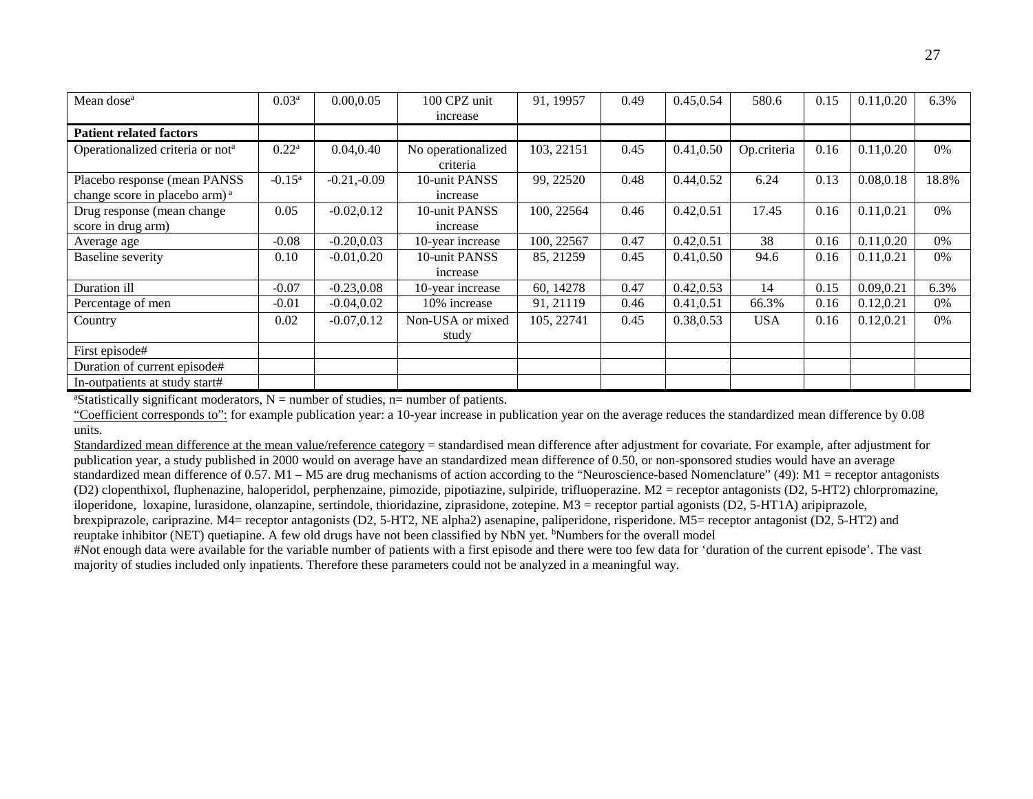| Mean dose[a] | 0.03[a] | 0.00,0.05 | 100 CPZ unit increase | 91, 19957 | 0.49 | 0.45,0.54 | 580.6 | 0.15 | 0.11,0.20 | 6.3% |
|---|---|---|---|---|---|---|---|---|---|---|
| **Patient related factors** | | | | | | | | | | |
| Operationalized criteria or not[a] | 0.22[a] | 0.04,0.40 | No operationalized criteria | 103, 22151 | 0.45 | 0.41,0.50 | Op.criteria | 0.16 | 0.11,0.20 | 0% |
| Placebo response (mean PANSS change score in placebo arm)[a] | -0.15[a] | -0.21,-0.09 | 10-unit PANSS increase | 99, 22520 | 0.48 | 0.44,0.52 | 6.24 | 0.13 | 0.08,0.18 | 18.8% |
| Drug response (mean change score in drug arm) | 0.05 | -0.02,0.12 | 10-unit PANSS increase | 100, 22564 | 0.46 | 0.42,0.51 | 17.45 | 0.16 | 0.11,0.21 | 0% |
| Average age | -0.08 | -0.20,0.03 | 10-year increase | 100, 22567 | 0.47 | 0.42,0.51 | 38 | 0.16 | 0.11,0.20 | 0% |
| Baseline severity | 0.10 | -0.01,0.20 | 10-unit PANSS increase | 85, 21259 | 0.45 | 0.41,0.50 | 94.6 | 0.16 | 0.11,0.21 | 0% |
| Duration ill | -0.07 | -0.23,0.08 | 10-year increase | 60, 14278 | 0.47 | 0.42,0.53 | 14 | 0.15 | 0.09,0.21 | 6.3% |
| Percentage of men | -0.01 | -0.04,0.02 | 10% increase | 91, 21119 | 0.46 | 0.41,0.51 | 66.3% | 0.16 | 0.12,0.21 | 0% |
| Country | 0.02 | -0.07,0.12 | Non-USA or mixed study | 105, 22741 | 0.45 | 0.38,0.53 | USA | 0.16 | 0.12,0.21 | 0% |
| First episode# | | | | | | | | | | |
| Duration of current episode# | | | | | | | | | | |
| In-outpatients at study start# | | | | | | | | | | |

[a]Statistically significant moderators, N = number of studies, n= number of patients.

"Coefficient corresponds to": for example publication year: a 10-year increase in publication year on the average reduces the standardized mean difference by 0.08 units.

Standardized mean difference at the mean value/reference category = standardised mean difference after adjustment for covariate. For example, after adjustment for publication year, a study published in 2000 would on average have an standardized mean difference of 0.50, or non-sponsored studies would have an average standardized mean difference of 0.57. M1 – M5 are drug mechanisms of action according to the "Neuroscience-based Nomenclature" (49): M1 = receptor antagonists (D2) clopenthixol, fluphenazine, haloperidol, perphenzaine, pimozide, pipotiazine, sulpiride, trifluoperazine. M2 = receptor antagonists (D2, 5-HT2) chlorpromazine, iloperidone, loxapine, lurasidone, olanzapine, sertindole, thioridazine, ziprasidone, zotepine. M3 = receptor partial agonists (D2, 5-HT1A) aripiprazole, brexpiprazole, cariprazine. M4= receptor antagonists (D2, 5-HT2, NE alpha2) asenapine, paliperidone, risperidone. M5= receptor antagonist (D2, 5-HT2) and reuptake inhibitor (NET) quetiapine. A few old drugs have not been classified by NbN yet. [b]Numbers for the overall model

#Not enough data were available for the variable number of patients with a first episode and there were too few data for 'duration of the current episode'. The vast majority of studies included only inpatients. Therefore these parameters could not be analyzed in a meaningful way.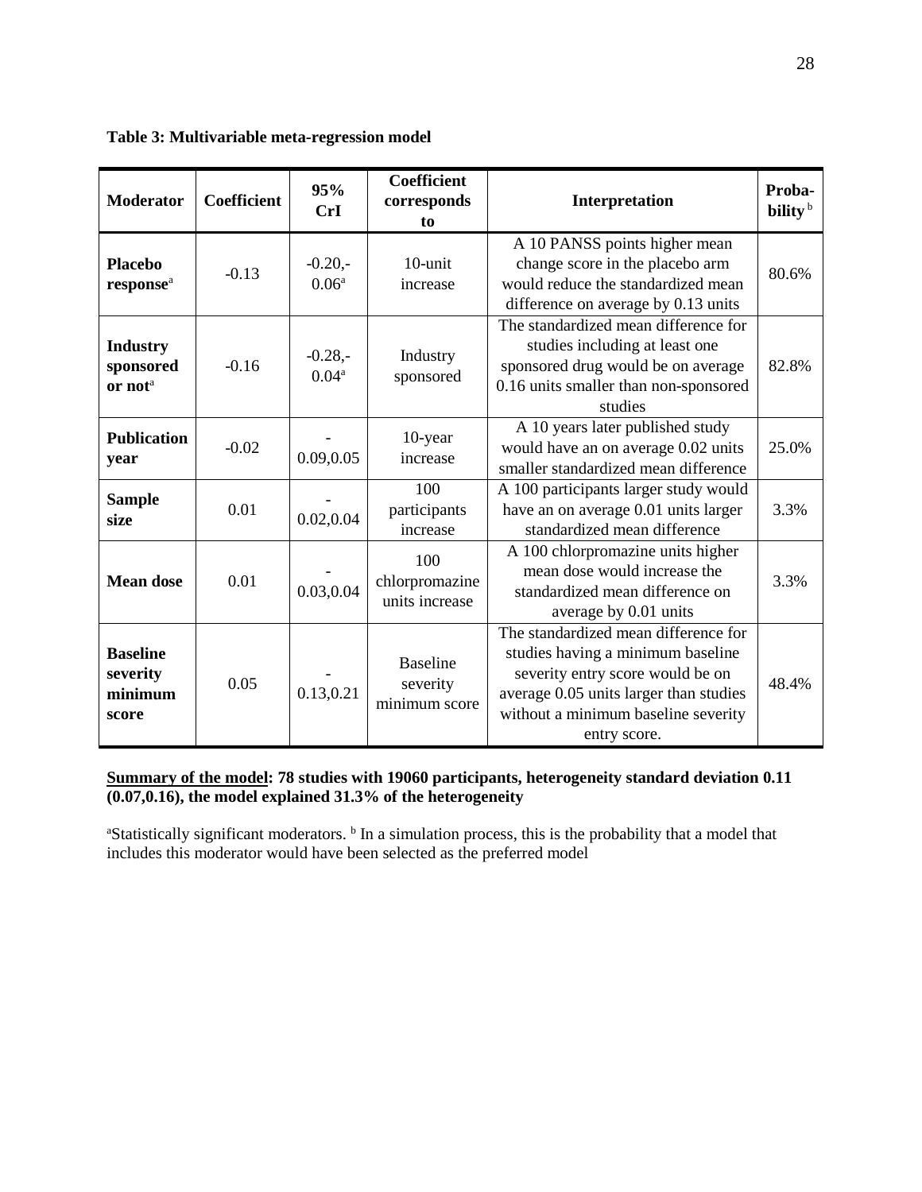**Table 3: Multivariable meta-regression model**

| Moderator | Coefficient | 95% CrI | Coefficient corresponds to | Interpretation | Probability [b] |
|---|---|---|---|---|---|
| **Placebo response**[a] | -0.13 | -0.20,-0.06[a] | 10-unit increase | A 10 PANSS points higher mean change score in the placebo arm would reduce the standardized mean difference on average by 0.13 units | 80.6% |
| **Industry sponsored or not**[a] | -0.16 | -0.28,-0.04[a] | Industry sponsored | The standardized mean difference for studies including at least one sponsored drug would be on average 0.16 units smaller than non-sponsored studies | 82.8% |
| **Publication year** | -0.02 | -0.09,0.05 | 10-year increase | A 10 years later published study would have an on average 0.02 units smaller standardized mean difference | 25.0% |
| **Sample size** | 0.01 | -0.02,0.04 | 100 participants increase | A 100 participants larger study would have an on average 0.01 units larger standardized mean difference | 3.3% |
| **Mean dose** | 0.01 | -0.03,0.04 | 100 chlorpromazine units increase | A 100 chlorpromazine units higher mean dose would increase the standardized mean difference on average by 0.01 units | 3.3% |
| **Baseline severity minimum score** | 0.05 | -0.13,0.21 | Baseline severity minimum score | The standardized mean difference for studies having a minimum baseline severity entry score would be on average 0.05 units larger than studies without a minimum baseline severity entry score. | 48.4% |

**<u>Summary of the model</u>: 78 studies with 19060 participants, heterogeneity standard deviation 0.11 (0.07,0.16), the model explained 31.3% of the heterogeneity**

[a]Statistically significant moderators. [b] In a simulation process, this is the probability that a model that includes this moderator would have been selected as the preferred model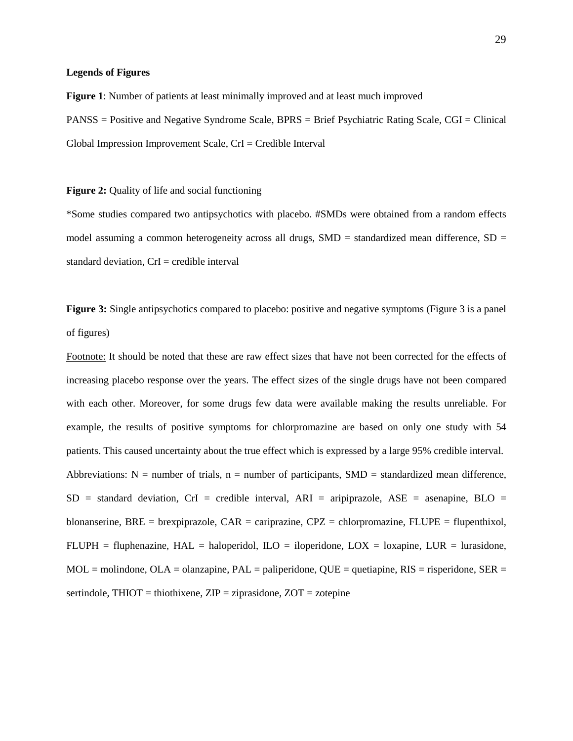**Legends of Figures**

**Figure 1**: Number of patients at least minimally improved and at least much improved

PANSS = Positive and Negative Syndrome Scale, BPRS = Brief Psychiatric Rating Scale, CGI = Clinical Global Impression Improvement Scale, CrI = Credible Interval

**Figure 2:** Quality of life and social functioning

*Some studies compared two antipsychotics with placebo. #SMDs were obtained from a random effects model assuming a common heterogeneity across all drugs, SMD = standardized mean difference, SD = standard deviation, CrI = credible interval

**Figure 3:** Single antipsychotics compared to placebo: positive and negative symptoms (Figure 3 is a panel of figures)

<u>Footnote:</u> It should be noted that these are raw effect sizes that have not been corrected for the effects of increasing placebo response over the years. The effect sizes of the single drugs have not been compared with each other. Moreover, for some drugs few data were available making the results unreliable. For example, the results of positive symptoms for chlorpromazine are based on only one study with 54 patients. This caused uncertainty about the true effect which is expressed by a large 95% credible interval.

Abbreviations: N = number of trials, n = number of participants, SMD = standardized mean difference, SD = standard deviation, CrI = credible interval, ARI = aripiprazole, ASE = asenapine, BLO = blonanserine, BRE = brexpiprazole, CAR = cariprazine, CPZ = chlorpromazine, FLUPE = flupenthixol, FLUPH = fluphenazine, HAL = haloperidol, ILO = iloperidone, LOX = loxapine, LUR = lurasidone, MOL = molindone, OLA = olanzapine, PAL = paliperidone, QUE = quetiapine, RIS = risperidone, SER = sertindole, THIOT = thiothixene, ZIP = ziprasidone, ZOT = zotepine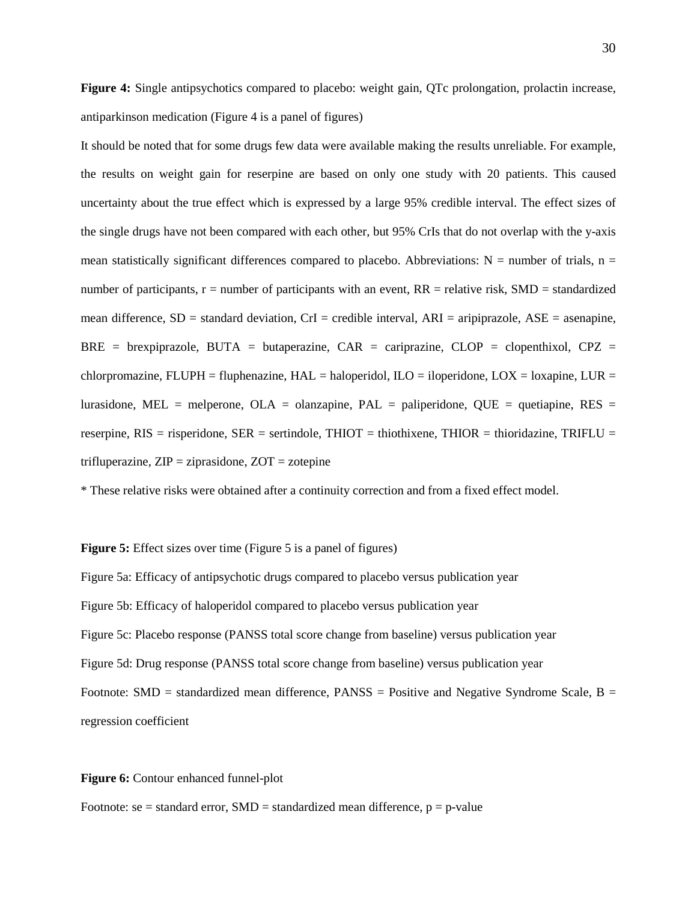**Figure 4:** Single antipsychotics compared to placebo: weight gain, QTc prolongation, prolactin increase, antiparkinson medication (Figure 4 is a panel of figures)

It should be noted that for some drugs few data were available making the results unreliable. For example, the results on weight gain for reserpine are based on only one study with 20 patients. This caused uncertainty about the true effect which is expressed by a large 95% credible interval. The effect sizes of the single drugs have not been compared with each other, but 95% CrIs that do not overlap with the y-axis mean statistically significant differences compared to placebo. Abbreviations: N = number of trials, n = number of participants, r = number of participants with an event, RR = relative risk, SMD = standardized mean difference, SD = standard deviation, CrI = credible interval, ARI = aripiprazole, ASE = asenapine, BRE = brexpiprazole, BUTA = butaperazine, CAR = cariprazine, CLOP = clopenthixol, CPZ = chlorpromazine, FLUPH = fluphenazine, HAL = haloperidol, ILO = iloperidone, LOX = loxapine, LUR = lurasidone, MEL = melperone, OLA = olanzapine, PAL = paliperidone, QUE = quetiapine, RES = reserpine, RIS = risperidone, SER = sertindole, THIOT = thiothixene, THIOR = thioridazine, TRIFLU = trifluperazine, ZIP = ziprasidone, ZOT = zotepine

* These relative risks were obtained after a continuity correction and from a fixed effect model.

**Figure 5:** Effect sizes over time (Figure 5 is a panel of figures)

Figure 5a: Efficacy of antipsychotic drugs compared to placebo versus publication year

Figure 5b: Efficacy of haloperidol compared to placebo versus publication year

Figure 5c: Placebo response (PANSS total score change from baseline) versus publication year

Figure 5d: Drug response (PANSS total score change from baseline) versus publication year

Footnote: SMD = standardized mean difference, PANSS = Positive and Negative Syndrome Scale, B = regression coefficient

**Figure 6:** Contour enhanced funnel-plot

Footnote: se = standard error, SMD = standardized mean difference, p = p-value